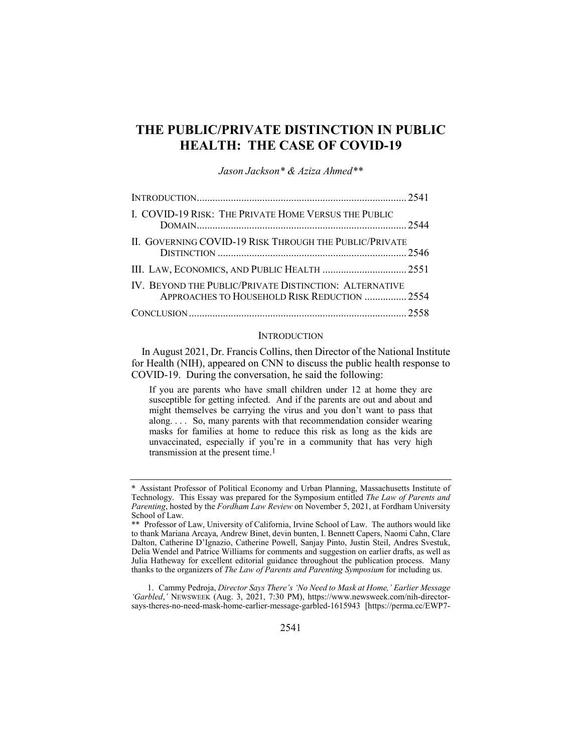# THE PUBLIC/PRIVATE DISTINCTION IN PUBLIC HEALTH: THE CASE OF COVID-19

*Jason Jackson\* & Aziza Ahmed\*\**

| | |
|---|---|
| INTRODUCTION | 2541 |
| I. COVID-19 RISK: THE PRIVATE HOME VERSUS THE PUBLIC DOMAIN | 2544 |
| II. GOVERNING COVID-19 RISK THROUGH THE PUBLIC/PRIVATE DISTINCTION | 2546 |
| III. LAW, ECONOMICS, AND PUBLIC HEALTH | 2551 |
| IV. BEYOND THE PUBLIC/PRIVATE DISTINCTION: ALTERNATIVE APPROACHES TO HOUSEHOLD RISK REDUCTION | 2554 |
| CONCLUSION | 2558 |

## INTRODUCTION

In August 2021, Dr. Francis Collins, then Director of the National Institute for Health (NIH), appeared on CNN to discuss the public health response to COVID-19. During the conversation, he said the following:

> If you are parents who have small children under 12 at home they are susceptible for getting infected. And if the parents are out and about and might themselves be carrying the virus and you don't want to pass that along. . . . So, many parents with that recommendation consider wearing masks for families at home to reduce this risk as long as the kids are unvaccinated, especially if you're in a community that has very high transmission at the present time.[1]

---

\* Assistant Professor of Political Economy and Urban Planning, Massachusetts Institute of Technology. This Essay was prepared for the Symposium entitled *The Law of Parents and Parenting*, hosted by the *Fordham Law Review* on November 5, 2021, at Fordham University School of Law.

\*\* Professor of Law, University of California, Irvine School of Law. The authors would like to thank Mariana Arcaya, Andrew Binet, devin bunten, I. Bennett Capers, Naomi Cahn, Clare Dalton, Catherine D'Ignazio, Catherine Powell, Sanjay Pinto, Justin Steil, Andres Svestuk, Delia Wendel and Patrice Williams for comments and suggestion on earlier drafts, as well as Julia Hatheway for excellent editorial guidance throughout the publication process. Many thanks to the organizers of *The Law of Parents and Parenting Symposium* for including us.

1. Cammy Pedroja, *Director Says There's 'No Need to Mask at Home,' Earlier Message 'Garbled,'* NEWSWEEK (Aug. 3, 2021, 7:30 PM), https://www.newsweek.com/nih-director-says-theres-no-need-mask-home-earlier-message-garbled-1615943 [https://perma.cc/EWP7-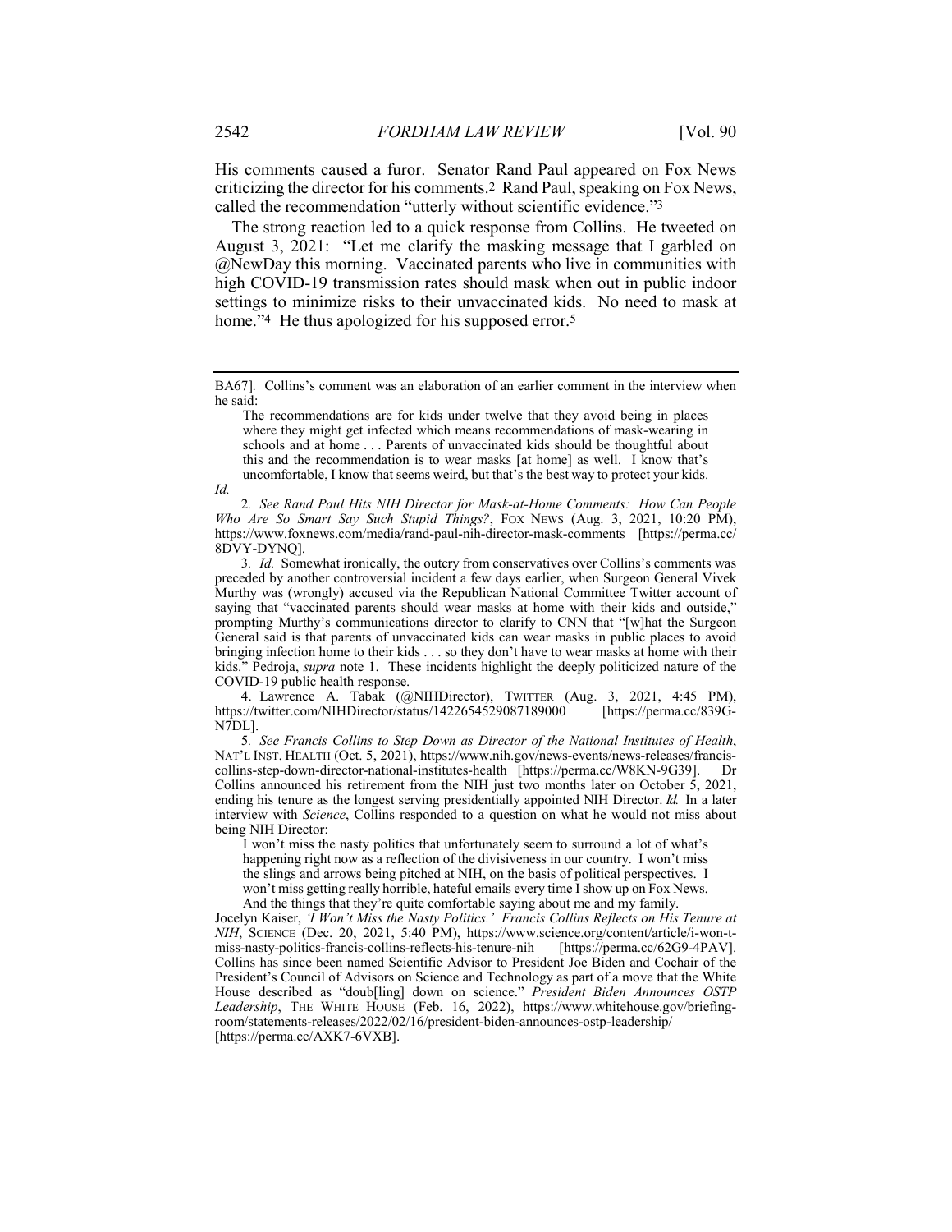His comments caused a furor. Senator Rand Paul appeared on Fox News criticizing the director for his comments.[2] Rand Paul, speaking on Fox News, called the recommendation "utterly without scientific evidence."[3]

The strong reaction led to a quick response from Collins. He tweeted on August 3, 2021: "Let me clarify the masking message that I garbled on @NewDay this morning. Vaccinated parents who live in communities with high COVID-19 transmission rates should mask when out in public indoor settings to minimize risks to their unvaccinated kids. No need to mask at home."[4] He thus apologized for his supposed error.[5]

---

BA67]. Collins's comment was an elaboration of an earlier comment in the interview when he said:

> The recommendations are for kids under twelve that they avoid being in places where they might get infected which means recommendations of mask-wearing in schools and at home . . . Parents of unvaccinated kids should be thoughtful about this and the recommendation is to wear masks [at home] as well. I know that's uncomfortable, I know that seems weird, but that's the best way to protect your kids.

*Id.*

2. *See Rand Paul Hits NIH Director for Mask-at-Home Comments: How Can People Who Are So Smart Say Such Stupid Things?*, FOX NEWS (Aug. 3, 2021, 10:20 PM), https://www.foxnews.com/media/rand-paul-nih-director-mask-comments [https://perma.cc/8DVY-DYNQ].

3. *Id.* Somewhat ironically, the outcry from conservatives over Collins's comments was preceded by another controversial incident a few days earlier, when Surgeon General Vivek Murthy was (wrongly) accused via the Republican National Committee Twitter account of saying that "vaccinated parents should wear masks at home with their kids and outside," prompting Murthy's communications director to clarify to CNN that "[w]hat the Surgeon General said is that parents of unvaccinated kids can wear masks in public places to avoid bringing infection home to their kids . . . so they don't have to wear masks at home with their kids." Pedroja, *supra* note 1. These incidents highlight the deeply politicized nature of the COVID-19 public health response.

4. Lawrence A. Tabak (@NIHDirector), TWITTER (Aug. 3, 2021, 4:45 PM), https://twitter.com/NIHDirector/status/1422654529087189000 [https://perma.cc/839G-N7DL].

5. *See Francis Collins to Step Down as Director of the National Institutes of Health*, NAT'L INST. HEALTH (Oct. 5, 2021), https://www.nih.gov/news-events/news-releases/francis-collins-step-down-director-national-institutes-health [https://perma.cc/W8KN-9G39]. Dr Collins announced his retirement from the NIH just two months later on October 5, 2021, ending his tenure as the longest serving presidentially appointed NIH Director. *Id.* In a later interview with *Science*, Collins responded to a question on what he would not miss about being NIH Director:

> I won't miss the nasty politics that unfortunately seem to surround a lot of what's happening right now as a reflection of the divisiveness in our country. I won't miss the slings and arrows being pitched at NIH, on the basis of political perspectives. I won't miss getting really horrible, hateful emails every time I show up on Fox News. And the things that they're quite comfortable saying about me and my family.

Jocelyn Kaiser, *'I Won't Miss the Nasty Politics.' Francis Collins Reflects on His Tenure at NIH*, SCIENCE (Dec. 20, 2021, 5:40 PM), https://www.science.org/content/article/i-won-t-miss-nasty-politics-francis-collins-reflects-his-tenure-nih [https://perma.cc/62G9-4PAV]. Collins has since been named Scientific Advisor to President Joe Biden and Cochair of the President's Council of Advisors on Science and Technology as part of a move that the White House described as "doub[ling] down on science." *President Biden Announces OSTP Leadership*, THE WHITE HOUSE (Feb. 16, 2022), https://www.whitehouse.gov/briefing-room/statements-releases/2022/02/16/president-biden-announces-ostp-leadership/ [https://perma.cc/AXK7-6VXB].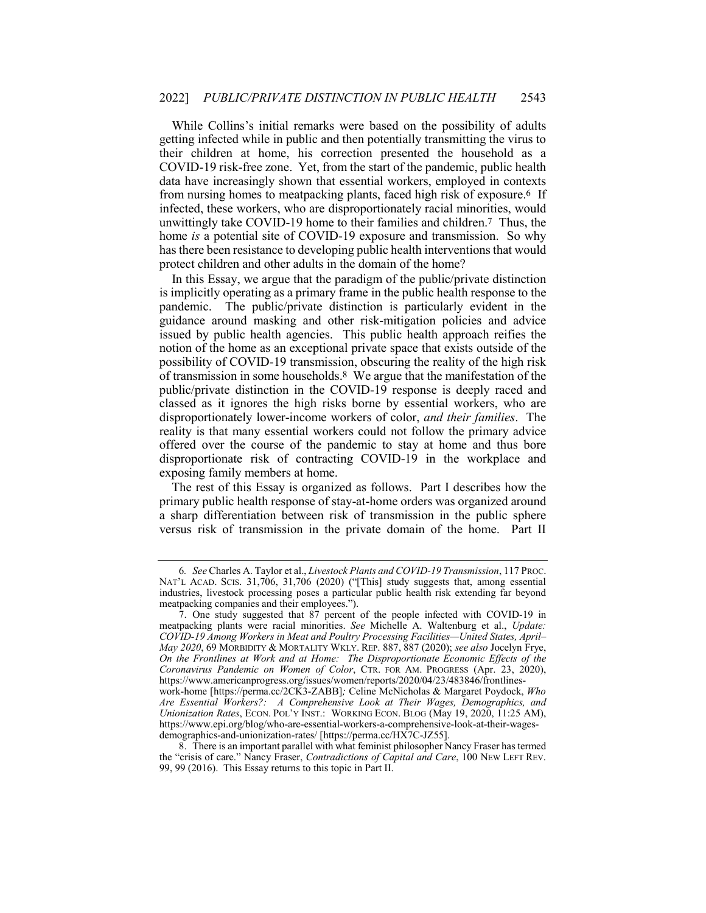While Collins's initial remarks were based on the possibility of adults getting infected while in public and then potentially transmitting the virus to their children at home, his correction presented the household as a COVID-19 risk-free zone. Yet, from the start of the pandemic, public health data have increasingly shown that essential workers, employed in contexts from nursing homes to meatpacking plants, faced high risk of exposure.[6] If infected, these workers, who are disproportionately racial minorities, would unwittingly take COVID-19 home to their families and children.[7] Thus, the home *is* a potential site of COVID-19 exposure and transmission. So why has there been resistance to developing public health interventions that would protect children and other adults in the domain of the home?

In this Essay, we argue that the paradigm of the public/private distinction is implicitly operating as a primary frame in the public health response to the pandemic. The public/private distinction is particularly evident in the guidance around masking and other risk-mitigation policies and advice issued by public health agencies. This public health approach reifies the notion of the home as an exceptional private space that exists outside of the possibility of COVID-19 transmission, obscuring the reality of the high risk of transmission in some households.[8] We argue that the manifestation of the public/private distinction in the COVID-19 response is deeply raced and classed as it ignores the high risks borne by essential workers, who are disproportionately lower-income workers of color, *and their families*. The reality is that many essential workers could not follow the primary advice offered over the course of the pandemic to stay at home and thus bore disproportionate risk of contracting COVID-19 in the workplace and exposing family members at home.

The rest of this Essay is organized as follows. Part I describes how the primary public health response of stay-at-home orders was organized around a sharp differentiation between risk of transmission in the public sphere versus risk of transmission in the private domain of the home. Part II

---

6. *See* Charles A. Taylor et al., *Livestock Plants and COVID-19 Transmission*, 117 PROC. NAT'L ACAD. SCIS. 31,706, 31,706 (2020) ("[This] study suggests that, among essential industries, livestock processing poses a particular public health risk extending far beyond meatpacking companies and their employees.").

7. One study suggested that 87 percent of the people infected with COVID-19 in meatpacking plants were racial minorities. *See* Michelle A. Waltenburg et al., *Update: COVID-19 Among Workers in Meat and Poultry Processing Facilities—United States, April–May 2020*, 69 MORBIDITY & MORTALITY WKLY. REP. 887, 887 (2020); *see also* Jocelyn Frye, *On the Frontlines at Work and at Home: The Disproportionate Economic Effects of the Coronavirus Pandemic on Women of Color*, CTR. FOR AM. PROGRESS (Apr. 23, 2020), https://www.americanprogress.org/issues/women/reports/2020/04/23/483846/frontlines-work-home [https://perma.cc/2CK3-ZABB]*;* Celine McNicholas & Margaret Poydock, *Who Are Essential Workers?: A Comprehensive Look at Their Wages, Demographics, and Unionization Rates*, ECON. POL'Y INST.: WORKING ECON. BLOG (May 19, 2020, 11:25 AM), https://www.epi.org/blog/who-are-essential-workers-a-comprehensive-look-at-their-wages-demographics-and-unionization-rates/ [https://perma.cc/HX7C-JZ55].

8. There is an important parallel with what feminist philosopher Nancy Fraser has termed the "crisis of care." Nancy Fraser, *Contradictions of Capital and Care*, 100 NEW LEFT REV. 99, 99 (2016). This Essay returns to this topic in Part II.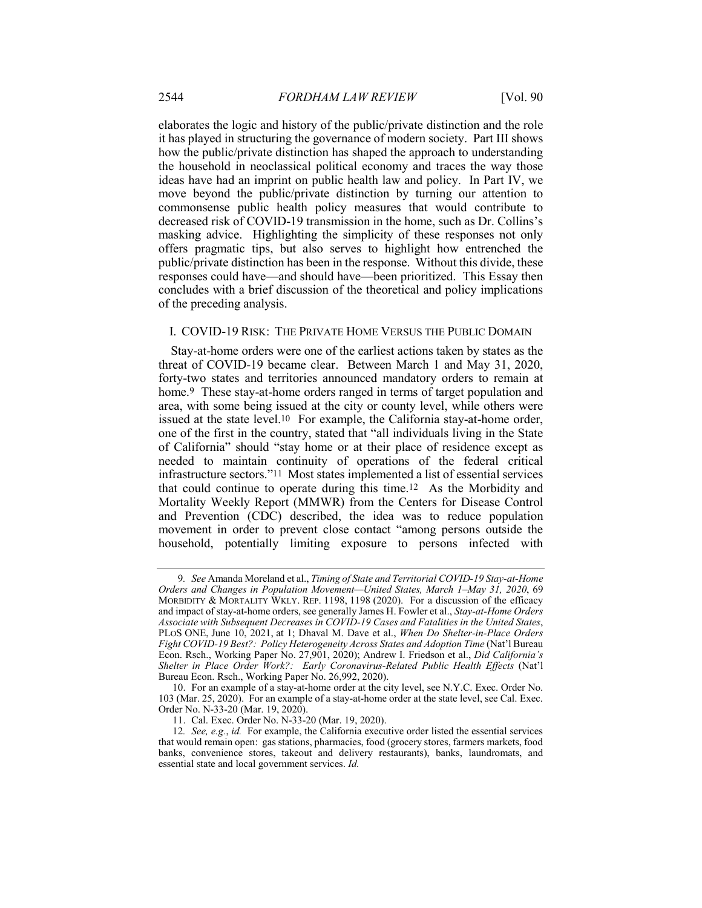elaborates the logic and history of the public/private distinction and the role it has played in structuring the governance of modern society. Part III shows how the public/private distinction has shaped the approach to understanding the household in neoclassical political economy and traces the way those ideas have had an imprint on public health law and policy. In Part IV, we move beyond the public/private distinction by turning our attention to commonsense public health policy measures that would contribute to decreased risk of COVID-19 transmission in the home, such as Dr. Collins's masking advice. Highlighting the simplicity of these responses not only offers pragmatic tips, but also serves to highlight how entrenched the public/private distinction has been in the response. Without this divide, these responses could have—and should have—been prioritized. This Essay then concludes with a brief discussion of the theoretical and policy implications of the preceding analysis.

## I. COVID-19 RISK: THE PRIVATE HOME VERSUS THE PUBLIC DOMAIN

Stay-at-home orders were one of the earliest actions taken by states as the threat of COVID-19 became clear. Between March 1 and May 31, 2020, forty-two states and territories announced mandatory orders to remain at home.[9] These stay-at-home orders ranged in terms of target population and area, with some being issued at the city or county level, while others were issued at the state level.[10] For example, the California stay-at-home order, one of the first in the country, stated that "all individuals living in the State of California" should "stay home or at their place of residence except as needed to maintain continuity of operations of the federal critical infrastructure sectors."[11] Most states implemented a list of essential services that could continue to operate during this time.[12] As the Morbidity and Mortality Weekly Report (MMWR) from the Centers for Disease Control and Prevention (CDC) described, the idea was to reduce population movement in order to prevent close contact "among persons outside the household, potentially limiting exposure to persons infected with

---

9. *See* Amanda Moreland et al., *Timing of State and Territorial COVID-19 Stay-at-Home Orders and Changes in Population Movement—United States, March 1–May 31, 2020*, 69 MORBIDITY & MORTALITY WKLY. REP. 1198, 1198 (2020). For a discussion of the efficacy and impact of stay-at-home orders, see generally James H. Fowler et al., *Stay-at-Home Orders Associate with Subsequent Decreases in COVID-19 Cases and Fatalities in the United States*, PLoS ONE, June 10, 2021, at 1; Dhaval M. Dave et al., *When Do Shelter-in-Place Orders Fight COVID-19 Best?: Policy Heterogeneity Across States and Adoption Time* (Nat'l Bureau Econ. Rsch., Working Paper No. 27,901, 2020); Andrew I. Friedson et al., *Did California's Shelter in Place Order Work?: Early Coronavirus-Related Public Health Effects* (Nat'l Bureau Econ. Rsch., Working Paper No. 26,992, 2020).

10. For an example of a stay-at-home order at the city level, see N.Y.C. Exec. Order No. 103 (Mar. 25, 2020). For an example of a stay-at-home order at the state level, see Cal. Exec. Order No. N-33-20 (Mar. 19, 2020).

11. Cal. Exec. Order No. N-33-20 (Mar. 19, 2020).

12. *See, e.g.*, *id.* For example, the California executive order listed the essential services that would remain open: gas stations, pharmacies, food (grocery stores, farmers markets, food banks, convenience stores, takeout and delivery restaurants), banks, laundromats, and essential state and local government services. *Id.*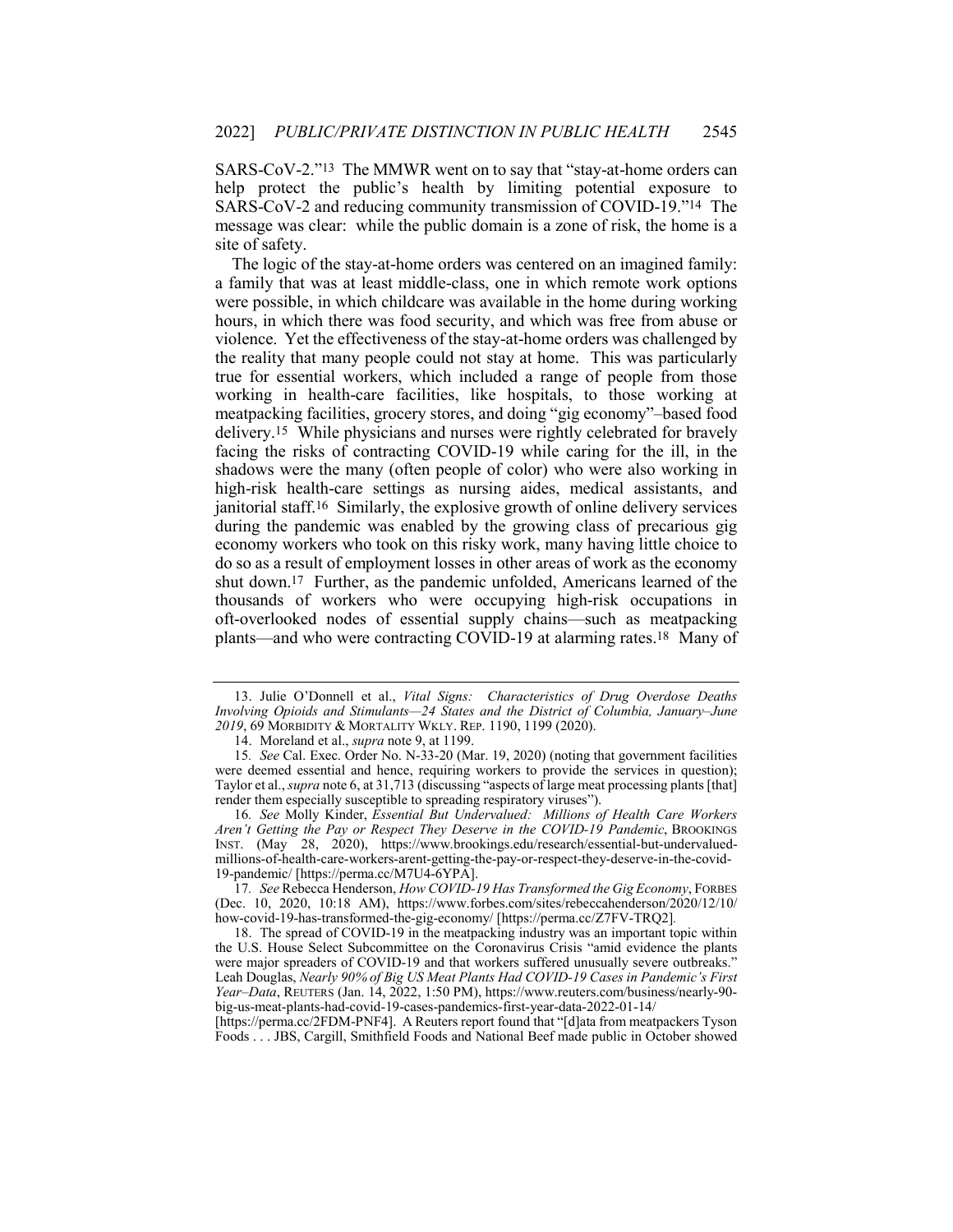SARS-CoV-2."[13] The MMWR went on to say that "stay-at-home orders can help protect the public's health by limiting potential exposure to SARS-CoV-2 and reducing community transmission of COVID-19."[14] The message was clear: while the public domain is a zone of risk, the home is a site of safety.

The logic of the stay-at-home orders was centered on an imagined family: a family that was at least middle-class, one in which remote work options were possible, in which childcare was available in the home during working hours, in which there was food security, and which was free from abuse or violence. Yet the effectiveness of the stay-at-home orders was challenged by the reality that many people could not stay at home. This was particularly true for essential workers, which included a range of people from those working in health-care facilities, like hospitals, to those working at meatpacking facilities, grocery stores, and doing "gig economy"–based food delivery.[15] While physicians and nurses were rightly celebrated for bravely facing the risks of contracting COVID-19 while caring for the ill, in the shadows were the many (often people of color) who were also working in high-risk health-care settings as nursing aides, medical assistants, and janitorial staff.[16] Similarly, the explosive growth of online delivery services during the pandemic was enabled by the growing class of precarious gig economy workers who took on this risky work, many having little choice to do so as a result of employment losses in other areas of work as the economy shut down.[17] Further, as the pandemic unfolded, Americans learned of the thousands of workers who were occupying high-risk occupations in oft-overlooked nodes of essential supply chains—such as meatpacking plants—and who were contracting COVID-19 at alarming rates.[18] Many of

---

13. Julie O'Donnell et al., *Vital Signs: Characteristics of Drug Overdose Deaths Involving Opioids and Stimulants—24 States and the District of Columbia, January–June 2019*, 69 MORBIDITY & MORTALITY WKLY. REP. 1190, 1199 (2020).

14. Moreland et al., *supra* note 9, at 1199.

15. *See* Cal. Exec. Order No. N-33-20 (Mar. 19, 2020) (noting that government facilities were deemed essential and hence, requiring workers to provide the services in question); Taylor et al., *supra* note 6, at 31,713 (discussing "aspects of large meat processing plants [that] render them especially susceptible to spreading respiratory viruses").

16. *See* Molly Kinder, *Essential But Undervalued: Millions of Health Care Workers Aren't Getting the Pay or Respect They Deserve in the COVID-19 Pandemic*, BROOKINGS INST. (May 28, 2020), https://www.brookings.edu/research/essential-but-undervalued-millions-of-health-care-workers-arent-getting-the-pay-or-respect-they-deserve-in-the-covid-19-pandemic/ [https://perma.cc/M7U4-6YPA].

17. *See* Rebecca Henderson, *How COVID-19 Has Transformed the Gig Economy*, FORBES (Dec. 10, 2020, 10:18 AM), https://www.forbes.com/sites/rebeccahenderson/2020/12/10/how-covid-19-has-transformed-the-gig-economy/ [https://perma.cc/Z7FV-TRQ2].

18. The spread of COVID-19 in the meatpacking industry was an important topic within the U.S. House Select Subcommittee on the Coronavirus Crisis "amid evidence the plants were major spreaders of COVID-19 and that workers suffered unusually severe outbreaks." Leah Douglas, *Nearly 90% of Big US Meat Plants Had COVID-19 Cases in Pandemic's First Year–Data*, REUTERS (Jan. 14, 2022, 1:50 PM), https://www.reuters.com/business/nearly-90-big-us-meat-plants-had-covid-19-cases-pandemics-first-year-data-2022-01-14/ [https://perma.cc/2FDM-PNF4]. A Reuters report found that "[d]ata from meatpackers Tyson Foods . . . JBS, Cargill, Smithfield Foods and National Beef made public in October showed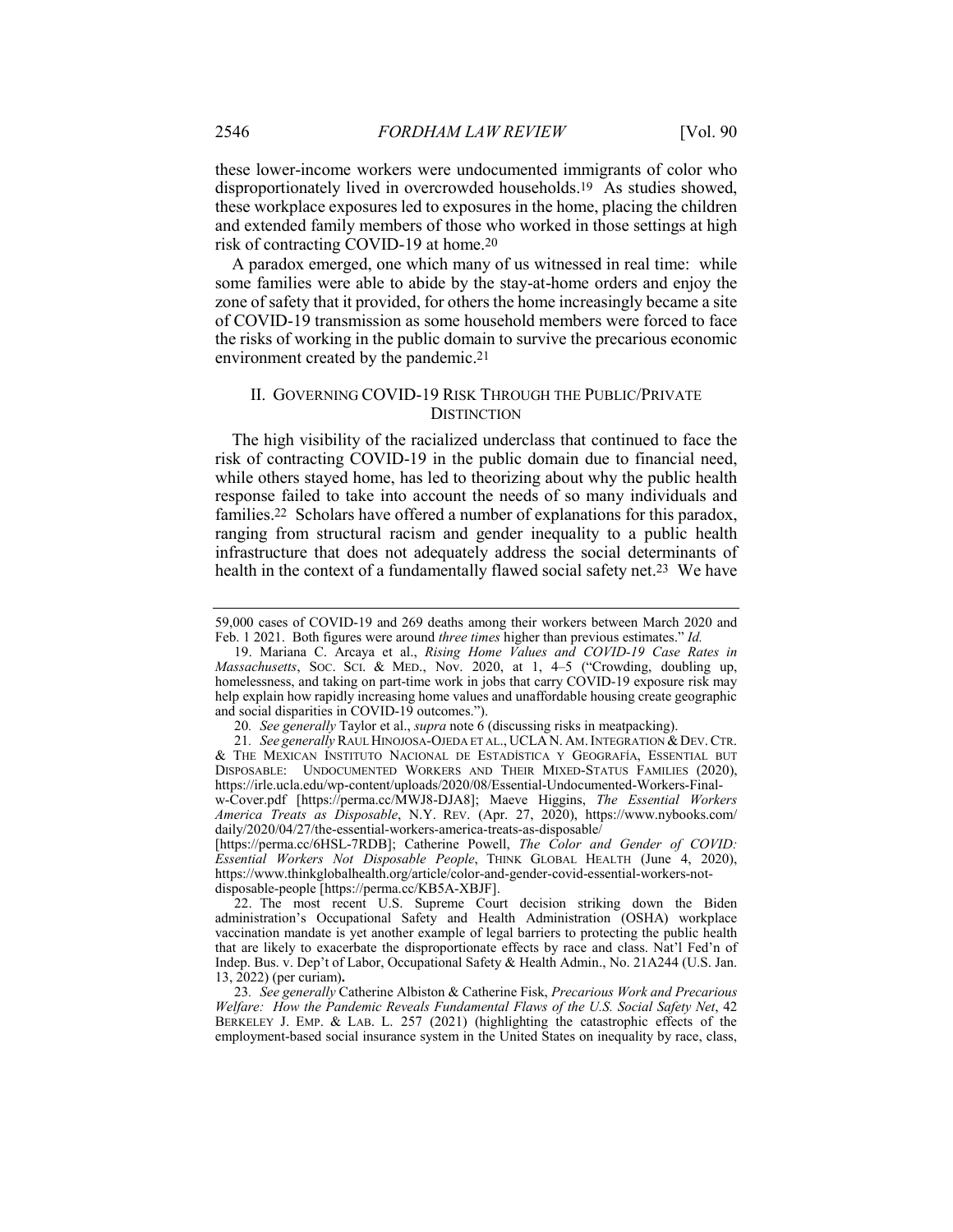these lower-income workers were undocumented immigrants of color who disproportionately lived in overcrowded households.[19] As studies showed, these workplace exposures led to exposures in the home, placing the children and extended family members of those who worked in those settings at high risk of contracting COVID-19 at home.[20]

A paradox emerged, one which many of us witnessed in real time: while some families were able to abide by the stay-at-home orders and enjoy the zone of safety that it provided, for others the home increasingly became a site of COVID-19 transmission as some household members were forced to face the risks of working in the public domain to survive the precarious economic environment created by the pandemic.[21]

## II. GOVERNING COVID-19 RISK THROUGH THE PUBLIC/PRIVATE DISTINCTION

The high visibility of the racialized underclass that continued to face the risk of contracting COVID-19 in the public domain due to financial need, while others stayed home, has led to theorizing about why the public health response failed to take into account the needs of so many individuals and families.[22] Scholars have offered a number of explanations for this paradox, ranging from structural racism and gender inequality to a public health infrastructure that does not adequately address the social determinants of health in the context of a fundamentally flawed social safety net.[23] We have

---

59,000 cases of COVID-19 and 269 deaths among their workers between March 2020 and Feb. 1 2021. Both figures were around *three times* higher than previous estimates." *Id.*

19. Mariana C. Arcaya et al., *Rising Home Values and COVID-19 Case Rates in Massachusetts*, SOC. SCI. & MED., Nov. 2020, at 1, 4–5 ("Crowding, doubling up, homelessness, and taking on part-time work in jobs that carry COVID-19 exposure risk may help explain how rapidly increasing home values and unaffordable housing create geographic and social disparities in COVID-19 outcomes.").

20. *See generally* Taylor et al., *supra* note 6 (discussing risks in meatpacking).

21. *See generally* RAUL HINOJOSA-OJEDA ET AL., UCLA N. AM. INTEGRATION & DEV. CTR. & THE MEXICAN INSTITUTO NACIONAL DE ESTADÍSTICA Y GEOGRAFÍA, ESSENTIAL BUT DISPOSABLE: UNDOCUMENTED WORKERS AND THEIR MIXED-STATUS FAMILIES (2020), https://irle.ucla.edu/wp-content/uploads/2020/08/Essential-Undocumented-Workers-Final-w-Cover.pdf [https://perma.cc/MWJ8-DJA8]; Maeve Higgins, *The Essential Workers America Treats as Disposable*, N.Y. REV. (Apr. 27, 2020), https://www.nybooks.com/daily/2020/04/27/the-essential-workers-america-treats-as-disposable/ [https://perma.cc/6HSL-7RDB]; Catherine Powell, *The Color and Gender of COVID: Essential Workers Not Disposable People*, THINK GLOBAL HEALTH (June 4, 2020), https://www.thinkglobalhealth.org/article/color-and-gender-covid-essential-workers-not-disposable-people [https://perma.cc/KB5A-XBJF].

22. The most recent U.S. Supreme Court decision striking down the Biden administration's Occupational Safety and Health Administration (OSHA) workplace vaccination mandate is yet another example of legal barriers to protecting the public health that are likely to exacerbate the disproportionate effects by race and class. Nat'l Fed'n of Indep. Bus. v. Dep't of Labor, Occupational Safety & Health Admin., No. 21A244 (U.S. Jan. 13, 2022) (per curiam).

23. *See generally* Catherine Albiston & Catherine Fisk, *Precarious Work and Precarious Welfare: How the Pandemic Reveals Fundamental Flaws of the U.S. Social Safety Net*, 42 BERKELEY J. EMP. & LAB. L. 257 (2021) (highlighting the catastrophic effects of the employment-based social insurance system in the United States on inequality by race, class,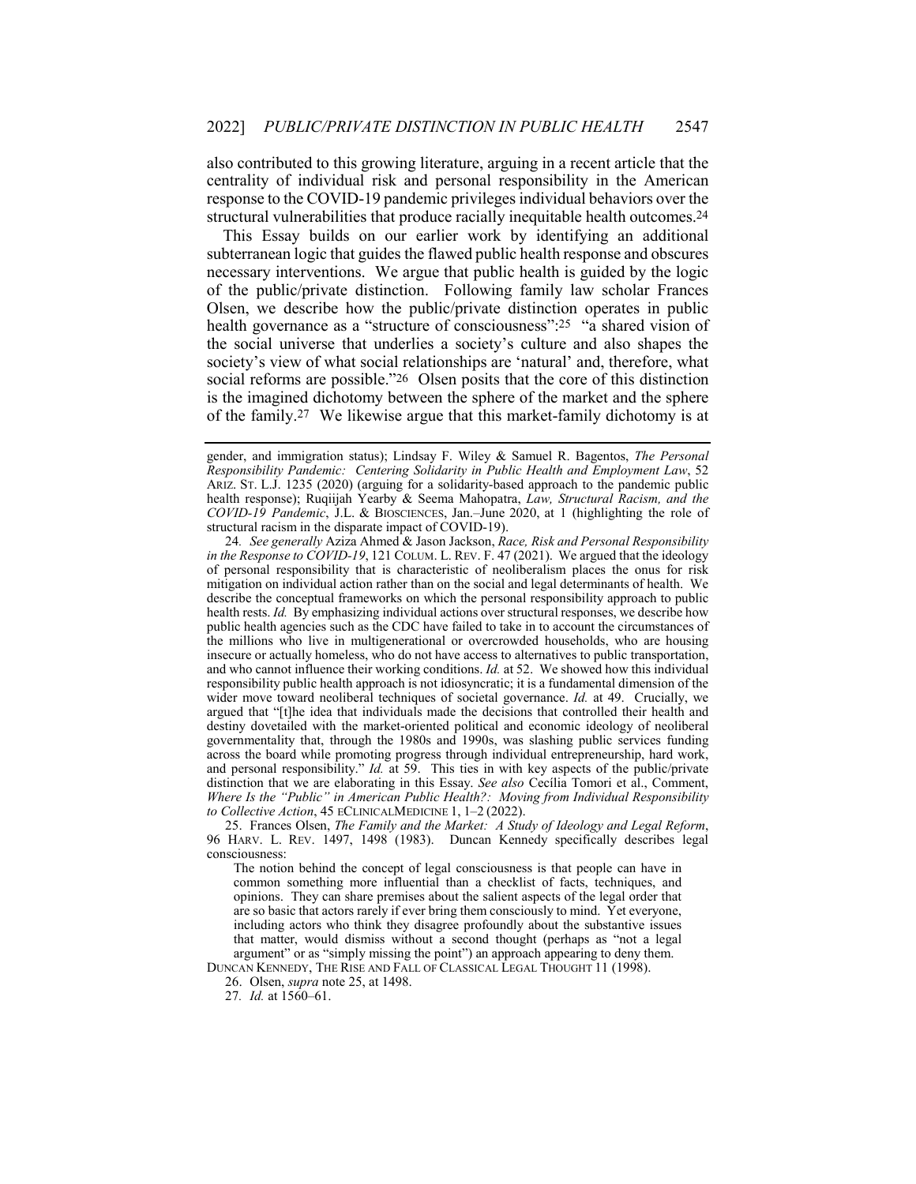also contributed to this growing literature, arguing in a recent article that the centrality of individual risk and personal responsibility in the American response to the COVID-19 pandemic privileges individual behaviors over the structural vulnerabilities that produce racially inequitable health outcomes.[24]

This Essay builds on our earlier work by identifying an additional subterranean logic that guides the flawed public health response and obscures necessary interventions. We argue that public health is guided by the logic of the public/private distinction. Following family law scholar Frances Olsen, we describe how the public/private distinction operates in public health governance as a "structure of consciousness":[25] "a shared vision of the social universe that underlies a society's culture and also shapes the society's view of what social relationships are 'natural' and, therefore, what social reforms are possible."[26] Olsen posits that the core of this distinction is the imagined dichotomy between the sphere of the market and the sphere of the family.[27] We likewise argue that this market-family dichotomy is at

---

gender, and immigration status); Lindsay F. Wiley & Samuel R. Bagentos, *The Personal Responsibility Pandemic: Centering Solidarity in Public Health and Employment Law*, 52 ARIZ. ST. L.J. 1235 (2020) (arguing for a solidarity-based approach to the pandemic public health response); Ruqiijah Yearby & Seema Mahopatra, *Law, Structural Racism, and the COVID-19 Pandemic*, J.L. & BIOSCIENCES, Jan.–June 2020, at 1 (highlighting the role of structural racism in the disparate impact of COVID-19).

24. *See generally* Aziza Ahmed & Jason Jackson, *Race, Risk and Personal Responsibility in the Response to COVID-19*, 121 COLUM. L. REV. F. 47 (2021). We argued that the ideology of personal responsibility that is characteristic of neoliberalism places the onus for risk mitigation on individual action rather than on the social and legal determinants of health. We describe the conceptual frameworks on which the personal responsibility approach to public health rests. *Id.* By emphasizing individual actions over structural responses, we describe how public health agencies such as the CDC have failed to take in to account the circumstances of the millions who live in multigenerational or overcrowded households, who are housing insecure or actually homeless, who do not have access to alternatives to public transportation, and who cannot influence their working conditions. *Id.* at 52. We showed how this individual responsibility public health approach is not idiosyncratic; it is a fundamental dimension of the wider move toward neoliberal techniques of societal governance. *Id.* at 49. Crucially, we argued that "[t]he idea that individuals made the decisions that controlled their health and destiny dovetailed with the market-oriented political and economic ideology of neoliberal governmentality that, through the 1980s and 1990s, was slashing public services funding across the board while promoting progress through individual entrepreneurship, hard work, and personal responsibility." *Id.* at 59. This ties in with key aspects of the public/private distinction that we are elaborating in this Essay. *See also* Cecília Tomori et al., Comment, *Where Is the "Public" in American Public Health?: Moving from Individual Responsibility to Collective Action*, 45 ECLINICALMEDICINE 1, 1–2 (2022).

25. Frances Olsen, *The Family and the Market: A Study of Ideology and Legal Reform*, 96 HARV. L. REV. 1497, 1498 (1983). Duncan Kennedy specifically describes legal consciousness:

> The notion behind the concept of legal consciousness is that people can have in common something more influential than a checklist of facts, techniques, and opinions. They can share premises about the salient aspects of the legal order that are so basic that actors rarely if ever bring them consciously to mind. Yet everyone, including actors who think they disagree profoundly about the substantive issues that matter, would dismiss without a second thought (perhaps as "not a legal argument" or as "simply missing the point") an approach appearing to deny them.

DUNCAN KENNEDY, THE RISE AND FALL OF CLASSICAL LEGAL THOUGHT 11 (1998).

26. Olsen, *supra* note 25, at 1498.

27. *Id.* at 1560–61.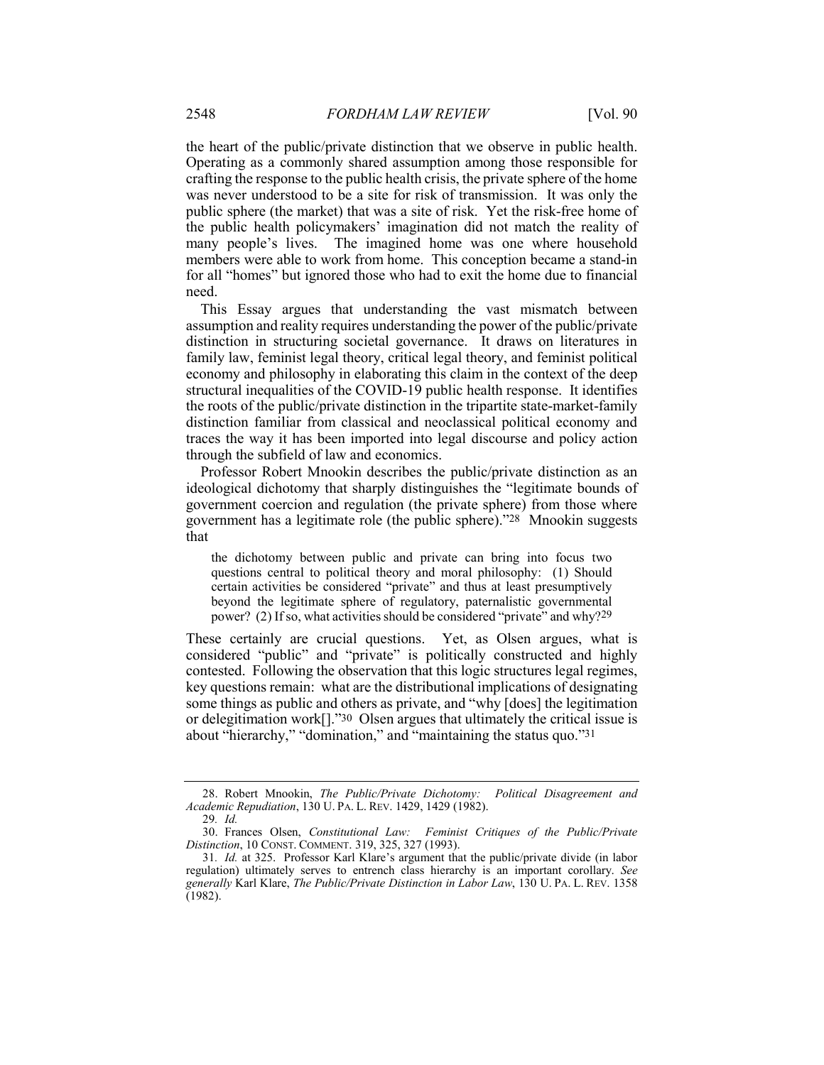the heart of the public/private distinction that we observe in public health. Operating as a commonly shared assumption among those responsible for crafting the response to the public health crisis, the private sphere of the home was never understood to be a site for risk of transmission. It was only the public sphere (the market) that was a site of risk. Yet the risk-free home of the public health policymakers' imagination did not match the reality of many people's lives. The imagined home was one where household members were able to work from home. This conception became a stand-in for all "homes" but ignored those who had to exit the home due to financial need.

This Essay argues that understanding the vast mismatch between assumption and reality requires understanding the power of the public/private distinction in structuring societal governance. It draws on literatures in family law, feminist legal theory, critical legal theory, and feminist political economy and philosophy in elaborating this claim in the context of the deep structural inequalities of the COVID-19 public health response. It identifies the roots of the public/private distinction in the tripartite state-market-family distinction familiar from classical and neoclassical political economy and traces the way it has been imported into legal discourse and policy action through the subfield of law and economics.

Professor Robert Mnookin describes the public/private distinction as an ideological dichotomy that sharply distinguishes the "legitimate bounds of government coercion and regulation (the private sphere) from those where government has a legitimate role (the public sphere)."[28] Mnookin suggests that

> the dichotomy between public and private can bring into focus two questions central to political theory and moral philosophy: (1) Should certain activities be considered "private" and thus at least presumptively beyond the legitimate sphere of regulatory, paternalistic governmental power? (2) If so, what activities should be considered "private" and why?[29]

These certainly are crucial questions. Yet, as Olsen argues, what is considered "public" and "private" is politically constructed and highly contested. Following the observation that this logic structures legal regimes, key questions remain: what are the distributional implications of designating some things as public and others as private, and "why [does] the legitimation or delegitimation work[]."[30] Olsen argues that ultimately the critical issue is about "hierarchy," "domination," and "maintaining the status quo."[31]

---

28. Robert Mnookin, *The Public/Private Dichotomy: Political Disagreement and Academic Repudiation*, 130 U. PA. L. REV. 1429, 1429 (1982).

29. *Id.*

30. Frances Olsen, *Constitutional Law: Feminist Critiques of the Public/Private Distinction*, 10 CONST. COMMENT. 319, 325, 327 (1993).

31. *Id.* at 325. Professor Karl Klare's argument that the public/private divide (in labor regulation) ultimately serves to entrench class hierarchy is an important corollary. *See generally* Karl Klare, *The Public/Private Distinction in Labor Law*, 130 U. PA. L. REV. 1358 (1982).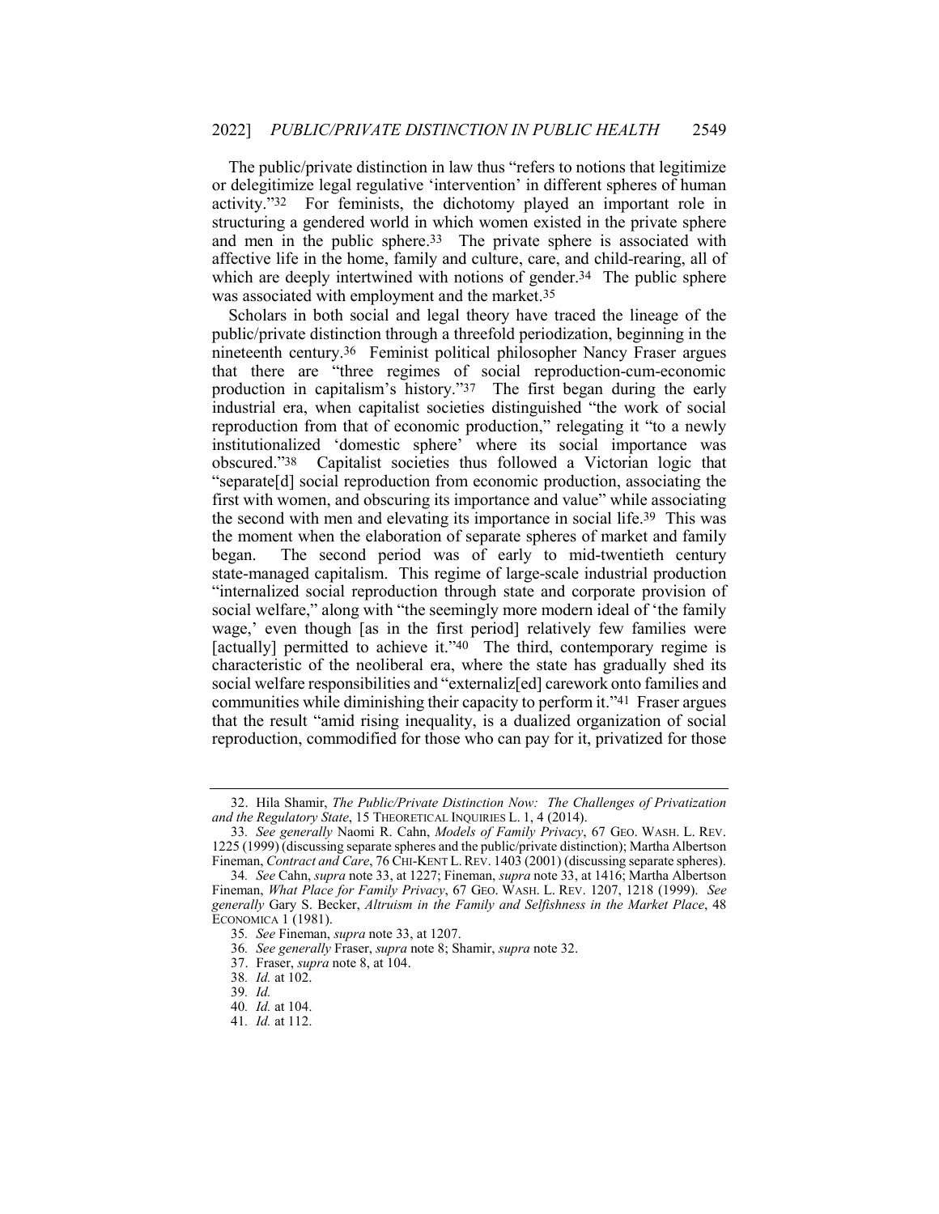The public/private distinction in law thus "refers to notions that legitimize or delegitimize legal regulative 'intervention' in different spheres of human activity."[32] For feminists, the dichotomy played an important role in structuring a gendered world in which women existed in the private sphere and men in the public sphere.[33] The private sphere is associated with affective life in the home, family and culture, care, and child-rearing, all of which are deeply intertwined with notions of gender.[34] The public sphere was associated with employment and the market.[35]

Scholars in both social and legal theory have traced the lineage of the public/private distinction through a threefold periodization, beginning in the nineteenth century.[36] Feminist political philosopher Nancy Fraser argues that there are "three regimes of social reproduction-cum-economic production in capitalism's history."[37] The first began during the early industrial era, when capitalist societies distinguished "the work of social reproduction from that of economic production," relegating it "to a newly institutionalized 'domestic sphere' where its social importance was obscured."[38] Capitalist societies thus followed a Victorian logic that "separate[d] social reproduction from economic production, associating the first with women, and obscuring its importance and value" while associating the second with men and elevating its importance in social life.[39] This was the moment when the elaboration of separate spheres of market and family began. The second period was of early to mid-twentieth century state-managed capitalism. This regime of large-scale industrial production "internalized social reproduction through state and corporate provision of social welfare," along with "the seemingly more modern ideal of 'the family wage,' even though [as in the first period] relatively few families were [actually] permitted to achieve it."[40] The third, contemporary regime is characteristic of the neoliberal era, where the state has gradually shed its social welfare responsibilities and "externaliz[ed] carework onto families and communities while diminishing their capacity to perform it."[41] Fraser argues that the result "amid rising inequality, is a dualized organization of social reproduction, commodified for those who can pay for it, privatized for those

---

32. Hila Shamir, *The Public/Private Distinction Now: The Challenges of Privatization and the Regulatory State*, 15 THEORETICAL INQUIRIES L. 1, 4 (2014).

33. *See generally* Naomi R. Cahn, *Models of Family Privacy*, 67 GEO. WASH. L. REV. 1225 (1999) (discussing separate spheres and the public/private distinction); Martha Albertson Fineman, *Contract and Care*, 76 CHI-KENT L. REV. 1403 (2001) (discussing separate spheres).

34. *See* Cahn, *supra* note 33, at 1227; Fineman, *supra* note 33, at 1416; Martha Albertson Fineman, *What Place for Family Privacy*, 67 GEO. WASH. L. REV. 1207, 1218 (1999). *See generally* Gary S. Becker, *Altruism in the Family and Selfishness in the Market Place*, 48 ECONOMICA 1 (1981).

35. *See* Fineman, *supra* note 33, at 1207.

36. *See generally* Fraser, *supra* note 8; Shamir, *supra* note 32.

37. Fraser, *supra* note 8, at 104.

38. *Id.* at 102.

39. *Id.*

40. *Id.* at 104.

41. *Id.* at 112.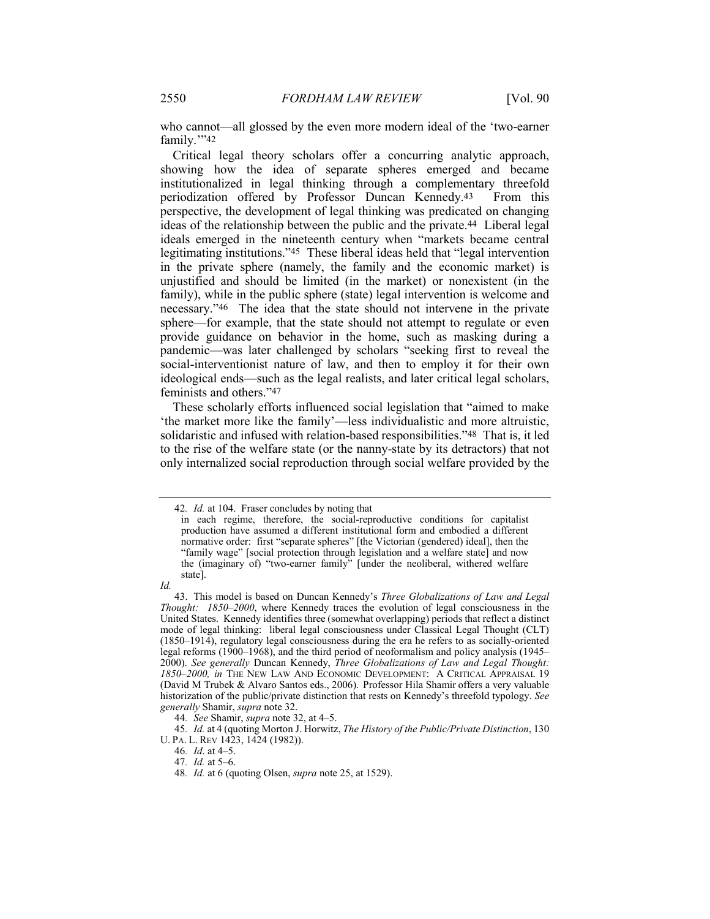who cannot—all glossed by the even more modern ideal of the 'two-earner family.'"[42]

Critical legal theory scholars offer a concurring analytic approach, showing how the idea of separate spheres emerged and became institutionalized in legal thinking through a complementary threefold periodization offered by Professor Duncan Kennedy.[43] From this perspective, the development of legal thinking was predicated on changing ideas of the relationship between the public and the private.[44] Liberal legal ideals emerged in the nineteenth century when "markets became central legitimating institutions."[45] These liberal ideas held that "legal intervention in the private sphere (namely, the family and the economic market) is unjustified and should be limited (in the market) or nonexistent (in the family), while in the public sphere (state) legal intervention is welcome and necessary."[46] The idea that the state should not intervene in the private sphere—for example, that the state should not attempt to regulate or even provide guidance on behavior in the home, such as masking during a pandemic—was later challenged by scholars "seeking first to reveal the social-interventionist nature of law, and then to employ it for their own ideological ends—such as the legal realists, and later critical legal scholars, feminists and others."[47]

These scholarly efforts influenced social legislation that "aimed to make 'the market more like the family'—less individualistic and more altruistic, solidaristic and infused with relation-based responsibilities."[48] That is, it led to the rise of the welfare state (or the nanny-state by its detractors) that not only internalized social reproduction through social welfare provided by the

---

42. *Id.* at 104. Fraser concludes by noting that

> in each regime, therefore, the social-reproductive conditions for capitalist production have assumed a different institutional form and embodied a different normative order: first "separate spheres" [the Victorian (gendered) ideal], then the "family wage" [social protection through legislation and a welfare state] and now the (imaginary of) "two-earner family" [under the neoliberal, withered welfare state].

*Id.*

43. This model is based on Duncan Kennedy's *Three Globalizations of Law and Legal Thought: 1850–2000*, where Kennedy traces the evolution of legal consciousness in the United States. Kennedy identifies three (somewhat overlapping) periods that reflect a distinct mode of legal thinking: liberal legal consciousness under Classical Legal Thought (CLT) (1850–1914), regulatory legal consciousness during the era he refers to as socially-oriented legal reforms (1900–1968), and the third period of neoformalism and policy analysis (1945–2000). *See generally* Duncan Kennedy, *Three Globalizations of Law and Legal Thought: 1850–2000, in* THE NEW LAW AND ECONOMIC DEVELOPMENT: A CRITICAL APPRAISAL 19 (David M Trubek & Alvaro Santos eds., 2006). Professor Hila Shamir offers a very valuable historization of the public/private distinction that rests on Kennedy's threefold typology. *See generally* Shamir, *supra* note 32.

44. *See* Shamir, *supra* note 32, at 4–5.

45. *Id.* at 4 (quoting Morton J. Horwitz, *The History of the Public/Private Distinction*, 130 U. PA. L. REV 1423, 1424 (1982)).

46. *Id*. at 4–5.

47. *Id.* at 5–6.

48. *Id.* at 6 (quoting Olsen, *supra* note 25, at 1529).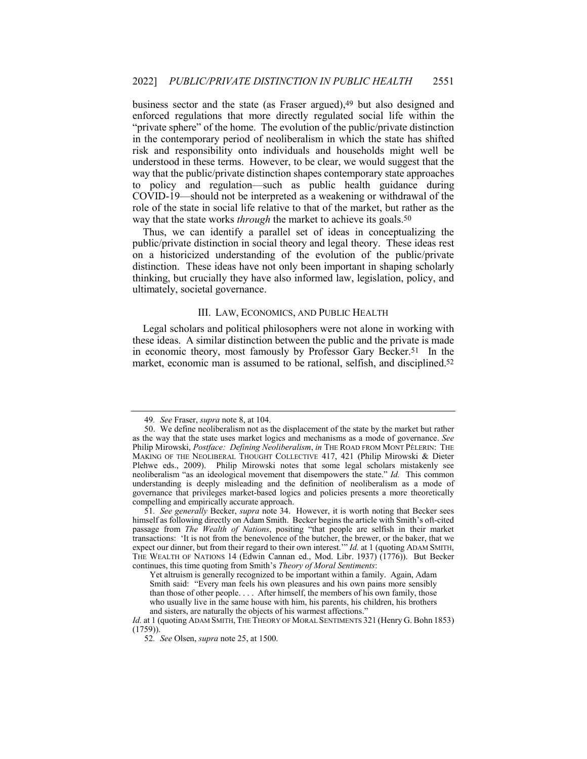business sector and the state (as Fraser argued),[49] but also designed and enforced regulations that more directly regulated social life within the "private sphere" of the home. The evolution of the public/private distinction in the contemporary period of neoliberalism in which the state has shifted risk and responsibility onto individuals and households might well be understood in these terms. However, to be clear, we would suggest that the way that the public/private distinction shapes contemporary state approaches to policy and regulation—such as public health guidance during COVID-19—should not be interpreted as a weakening or withdrawal of the role of the state in social life relative to that of the market, but rather as the way that the state works *through* the market to achieve its goals.[50]

Thus, we can identify a parallel set of ideas in conceptualizing the public/private distinction in social theory and legal theory. These ideas rest on a historicized understanding of the evolution of the public/private distinction. These ideas have not only been important in shaping scholarly thinking, but crucially they have also informed law, legislation, policy, and ultimately, societal governance.

## III. LAW, ECONOMICS, AND PUBLIC HEALTH

Legal scholars and political philosophers were not alone in working with these ideas. A similar distinction between the public and the private is made in economic theory, most famously by Professor Gary Becker.[51] In the market, economic man is assumed to be rational, selfish, and disciplined.[52]

---

49. *See* Fraser, *supra* note 8, at 104.

50. We define neoliberalism not as the displacement of the state by the market but rather as the way that the state uses market logics and mechanisms as a mode of governance. *See* Philip Mirowski, *Postface: Defining Neoliberalism*, *in* THE ROAD FROM MONT PÈLERIN: THE MAKING OF THE NEOLIBERAL THOUGHT COLLECTIVE 417, 421 (Philip Mirowski & Dieter Plehwe eds., 2009). Philip Mirowski notes that some legal scholars mistakenly see neoliberalism "as an ideological movement that disempowers the state." *Id.* This common understanding is deeply misleading and the definition of neoliberalism as a mode of governance that privileges market-based logics and policies presents a more theoretically compelling and empirically accurate approach.

51. *See generally* Becker, *supra* note 34. However, it is worth noting that Becker sees himself as following directly on Adam Smith. Becker begins the article with Smith's oft-cited passage from *The Wealth of Nations*, positing "that people are selfish in their market transactions: 'It is not from the benevolence of the butcher, the brewer, or the baker, that we expect our dinner, but from their regard to their own interest.'" *Id.* at 1 (quoting ADAM SMITH, THE WEALTH OF NATIONS 14 (Edwin Cannan ed., Mod. Libr. 1937) (1776)). But Becker continues, this time quoting from Smith's *Theory of Moral Sentiments*:

> Yet altruism is generally recognized to be important within a family. Again, Adam Smith said: "Every man feels his own pleasures and his own pains more sensibly than those of other people. . . . After himself, the members of his own family, those who usually live in the same house with him, his parents, his children, his brothers and sisters, are naturally the objects of his warmest affections."

*Id.* at 1 (quoting ADAM SMITH, THE THEORY OF MORAL SENTIMENTS 321 (Henry G. Bohn 1853) (1759)).

52. *See* Olsen, *supra* note 25, at 1500.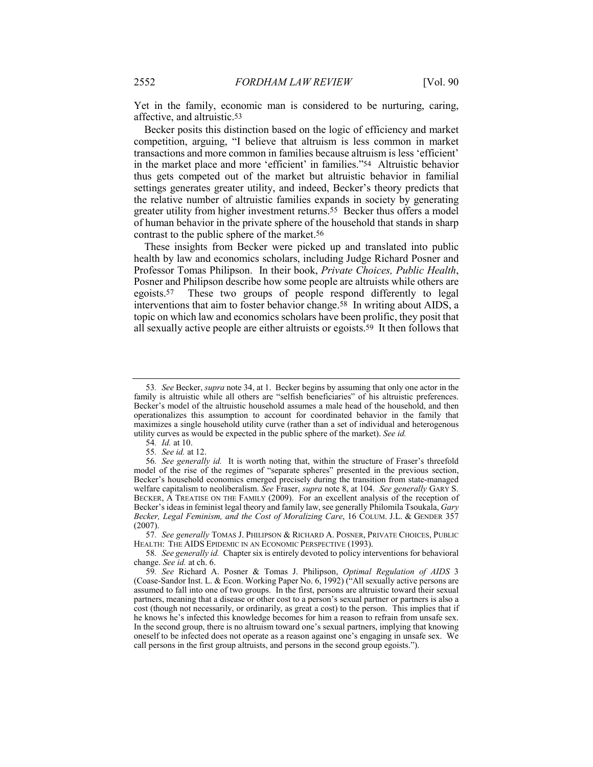Yet in the family, economic man is considered to be nurturing, caring, affective, and altruistic.[53]

Becker posits this distinction based on the logic of efficiency and market competition, arguing, "I believe that altruism is less common in market transactions and more common in families because altruism is less 'efficient' in the market place and more 'efficient' in families."[54] Altruistic behavior thus gets competed out of the market but altruistic behavior in familial settings generates greater utility, and indeed, Becker's theory predicts that the relative number of altruistic families expands in society by generating greater utility from higher investment returns.[55] Becker thus offers a model of human behavior in the private sphere of the household that stands in sharp contrast to the public sphere of the market.[56]

These insights from Becker were picked up and translated into public health by law and economics scholars, including Judge Richard Posner and Professor Tomas Philipson. In their book, *Private Choices, Public Health*, Posner and Philipson describe how some people are altruists while others are egoists.[57] These two groups of people respond differently to legal interventions that aim to foster behavior change.[58] In writing about AIDS, a topic on which law and economics scholars have been prolific, they posit that all sexually active people are either altruists or egoists.[59] It then follows that

---

53. *See* Becker, *supra* note 34, at 1. Becker begins by assuming that only one actor in the family is altruistic while all others are "selfish beneficiaries" of his altruistic preferences. Becker's model of the altruistic household assumes a male head of the household, and then operationalizes this assumption to account for coordinated behavior in the family that maximizes a single household utility curve (rather than a set of individual and heterogenous utility curves as would be expected in the public sphere of the market). *See id.*

54. *Id.* at 10.

55. *See id.* at 12.

56. *See generally id.* It is worth noting that, within the structure of Fraser's threefold model of the rise of the regimes of "separate spheres" presented in the previous section, Becker's household economics emerged precisely during the transition from state-managed welfare capitalism to neoliberalism. *See* Fraser, *supra* note 8, at 104. *See generally* GARY S. BECKER, A TREATISE ON THE FAMILY (2009). For an excellent analysis of the reception of Becker's ideas in feminist legal theory and family law, see generally Philomila Tsoukala, *Gary Becker, Legal Feminism, and the Cost of Moralizing Care*, 16 COLUM. J.L. & GENDER 357 (2007).

57. *See generally* TOMAS J. PHILIPSON & RICHARD A. POSNER, PRIVATE CHOICES, PUBLIC HEALTH: THE AIDS EPIDEMIC IN AN ECONOMIC PERSPECTIVE (1993).

58. *See generally id.* Chapter six is entirely devoted to policy interventions for behavioral change. *See id.* at ch. 6.

59. *See* Richard A. Posner & Tomas J. Philipson, *Optimal Regulation of AIDS* 3 (Coase-Sandor Inst. L. & Econ. Working Paper No. 6, 1992) ("All sexually active persons are assumed to fall into one of two groups. In the first, persons are altruistic toward their sexual partners, meaning that a disease or other cost to a person's sexual partner or partners is also a cost (though not necessarily, or ordinarily, as great a cost) to the person. This implies that if he knows he's infected this knowledge becomes for him a reason to refrain from unsafe sex. In the second group, there is no altruism toward one's sexual partners, implying that knowing oneself to be infected does not operate as a reason against one's engaging in unsafe sex. We call persons in the first group altruists, and persons in the second group egoists.").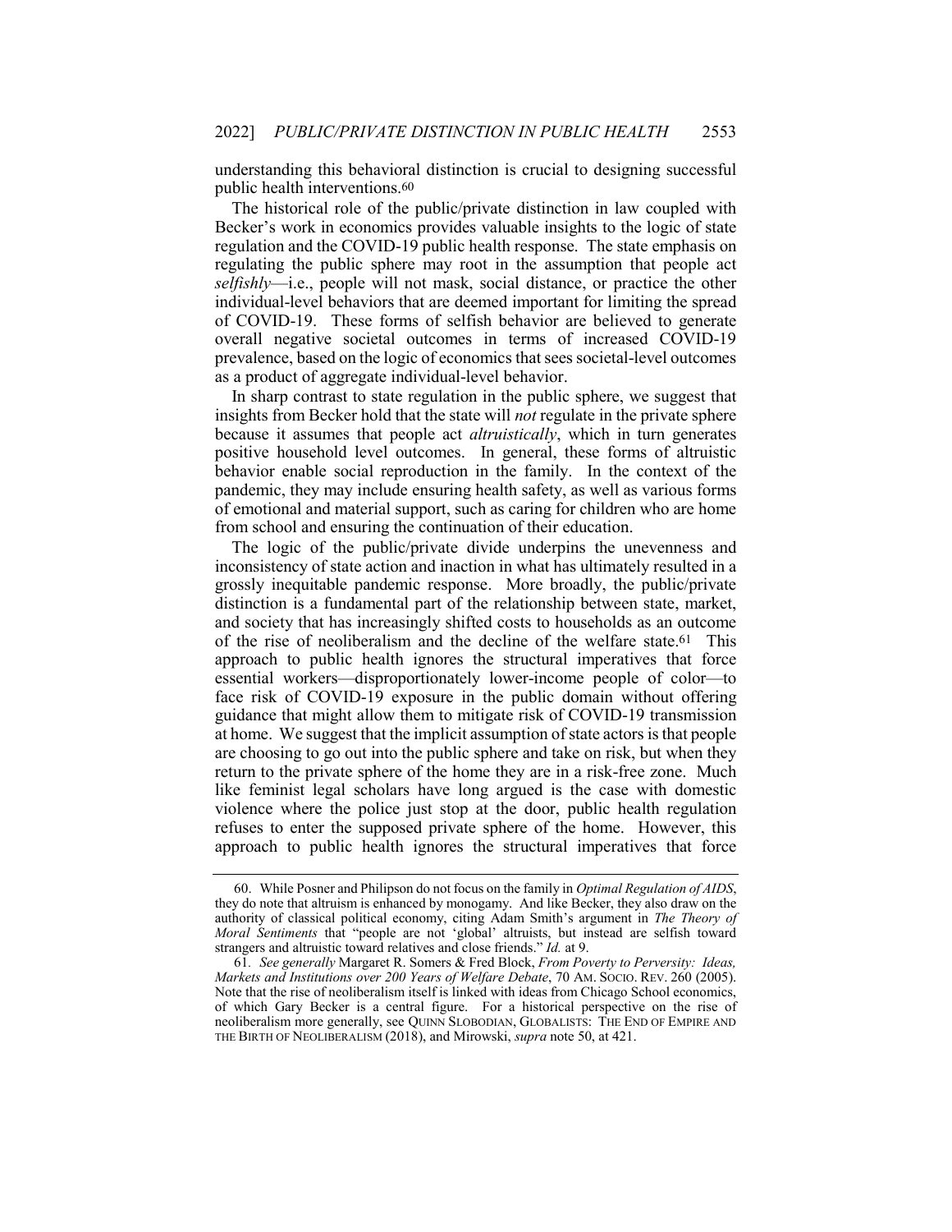understanding this behavioral distinction is crucial to designing successful public health interventions.[60]

The historical role of the public/private distinction in law coupled with Becker's work in economics provides valuable insights to the logic of state regulation and the COVID-19 public health response. The state emphasis on regulating the public sphere may root in the assumption that people act *selfishly*—i.e., people will not mask, social distance, or practice the other individual-level behaviors that are deemed important for limiting the spread of COVID-19. These forms of selfish behavior are believed to generate overall negative societal outcomes in terms of increased COVID-19 prevalence, based on the logic of economics that sees societal-level outcomes as a product of aggregate individual-level behavior.

In sharp contrast to state regulation in the public sphere, we suggest that insights from Becker hold that the state will *not* regulate in the private sphere because it assumes that people act *altruistically*, which in turn generates positive household level outcomes. In general, these forms of altruistic behavior enable social reproduction in the family. In the context of the pandemic, they may include ensuring health safety, as well as various forms of emotional and material support, such as caring for children who are home from school and ensuring the continuation of their education.

The logic of the public/private divide underpins the unevenness and inconsistency of state action and inaction in what has ultimately resulted in a grossly inequitable pandemic response. More broadly, the public/private distinction is a fundamental part of the relationship between state, market, and society that has increasingly shifted costs to households as an outcome of the rise of neoliberalism and the decline of the welfare state.[61] This approach to public health ignores the structural imperatives that force essential workers—disproportionately lower-income people of color—to face risk of COVID-19 exposure in the public domain without offering guidance that might allow them to mitigate risk of COVID-19 transmission at home. We suggest that the implicit assumption of state actors is that people are choosing to go out into the public sphere and take on risk, but when they return to the private sphere of the home they are in a risk-free zone. Much like feminist legal scholars have long argued is the case with domestic violence where the police just stop at the door, public health regulation refuses to enter the supposed private sphere of the home. However, this approach to public health ignores the structural imperatives that force

---

60. While Posner and Philipson do not focus on the family in *Optimal Regulation of AIDS*, they do note that altruism is enhanced by monogamy. And like Becker, they also draw on the authority of classical political economy, citing Adam Smith's argument in *The Theory of Moral Sentiments* that "people are not 'global' altruists, but instead are selfish toward strangers and altruistic toward relatives and close friends." *Id.* at 9.

61. *See generally* Margaret R. Somers & Fred Block, *From Poverty to Perversity: Ideas, Markets and Institutions over 200 Years of Welfare Debate*, 70 AM. SOCIO. REV. 260 (2005). Note that the rise of neoliberalism itself is linked with ideas from Chicago School economics, of which Gary Becker is a central figure. For a historical perspective on the rise of neoliberalism more generally, see QUINN SLOBODIAN, GLOBALISTS: THE END OF EMPIRE AND THE BIRTH OF NEOLIBERALISM (2018), and Mirowski, *supra* note 50, at 421.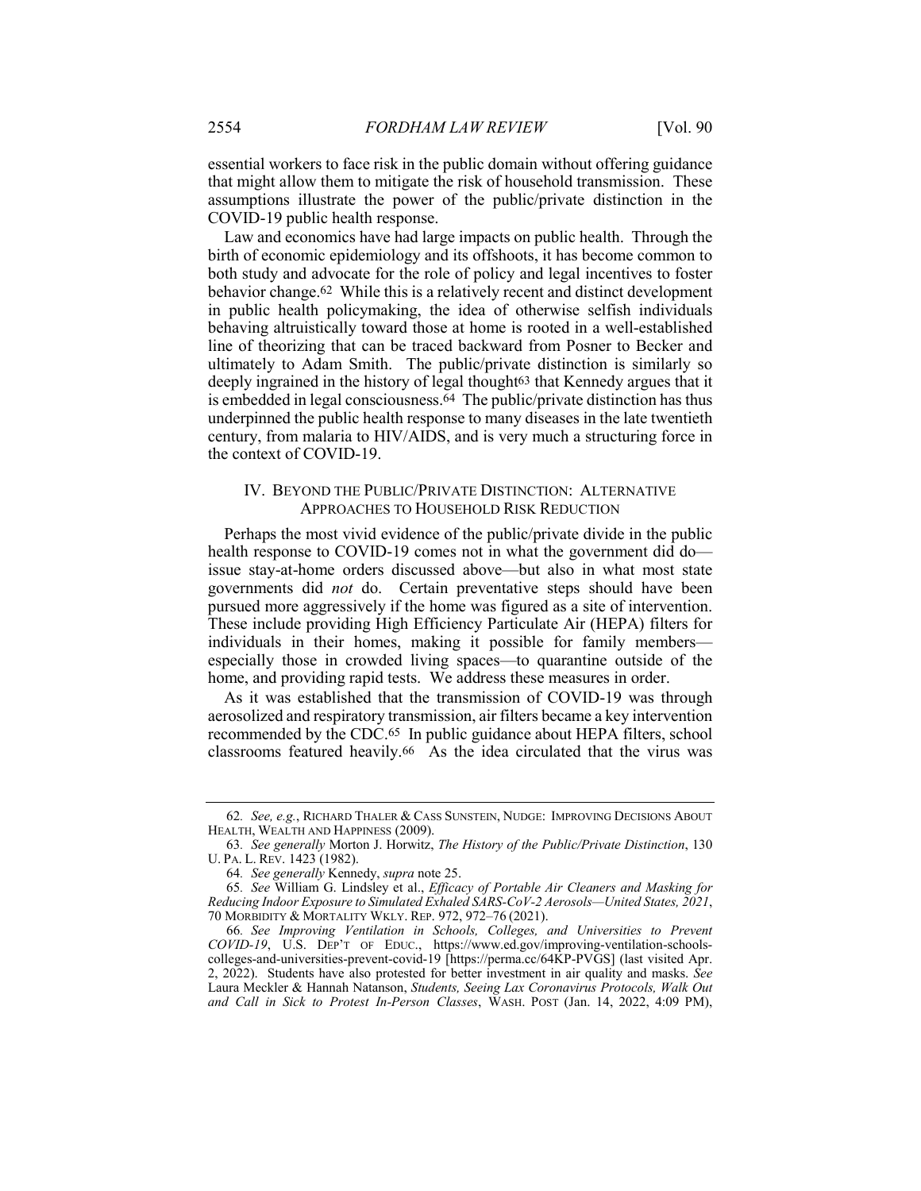essential workers to face risk in the public domain without offering guidance that might allow them to mitigate the risk of household transmission. These assumptions illustrate the power of the public/private distinction in the COVID-19 public health response.

Law and economics have had large impacts on public health. Through the birth of economic epidemiology and its offshoots, it has become common to both study and advocate for the role of policy and legal incentives to foster behavior change.[62] While this is a relatively recent and distinct development in public health policymaking, the idea of otherwise selfish individuals behaving altruistically toward those at home is rooted in a well-established line of theorizing that can be traced backward from Posner to Becker and ultimately to Adam Smith. The public/private distinction is similarly so deeply ingrained in the history of legal thought[63] that Kennedy argues that it is embedded in legal consciousness.[64] The public/private distinction has thus underpinned the public health response to many diseases in the late twentieth century, from malaria to HIV/AIDS, and is very much a structuring force in the context of COVID-19.

## IV. BEYOND THE PUBLIC/PRIVATE DISTINCTION: ALTERNATIVE APPROACHES TO HOUSEHOLD RISK REDUCTION

Perhaps the most vivid evidence of the public/private divide in the public health response to COVID-19 comes not in what the government did do—issue stay-at-home orders discussed above—but also in what most state governments did *not* do. Certain preventative steps should have been pursued more aggressively if the home was figured as a site of intervention. These include providing High Efficiency Particulate Air (HEPA) filters for individuals in their homes, making it possible for family members—especially those in crowded living spaces—to quarantine outside of the home, and providing rapid tests. We address these measures in order.

As it was established that the transmission of COVID-19 was through aerosolized and respiratory transmission, air filters became a key intervention recommended by the CDC.[65] In public guidance about HEPA filters, school classrooms featured heavily.[66] As the idea circulated that the virus was

---

62. *See, e.g.*, RICHARD THALER & CASS SUNSTEIN, NUDGE: IMPROVING DECISIONS ABOUT HEALTH, WEALTH AND HAPPINESS (2009).

63. *See generally* Morton J. Horwitz, *The History of the Public/Private Distinction*, 130 U. PA. L. REV. 1423 (1982).

64. *See generally* Kennedy, *supra* note 25.

65. *See* William G. Lindsley et al., *Efficacy of Portable Air Cleaners and Masking for Reducing Indoor Exposure to Simulated Exhaled SARS-CoV-2 Aerosols—United States, 2021*, 70 MORBIDITY & MORTALITY WKLY. REP. 972, 972–76 (2021).

66. *See Improving Ventilation in Schools, Colleges, and Universities to Prevent COVID-19*, U.S. DEP'T OF EDUC., https://www.ed.gov/improving-ventilation-schools-colleges-and-universities-prevent-covid-19 [https://perma.cc/64KP-PVGS] (last visited Apr. 2, 2022). Students have also protested for better investment in air quality and masks. *See* Laura Meckler & Hannah Natanson, *Students, Seeing Lax Coronavirus Protocols, Walk Out and Call in Sick to Protest In-Person Classes*, WASH. POST (Jan. 14, 2022, 4:09 PM),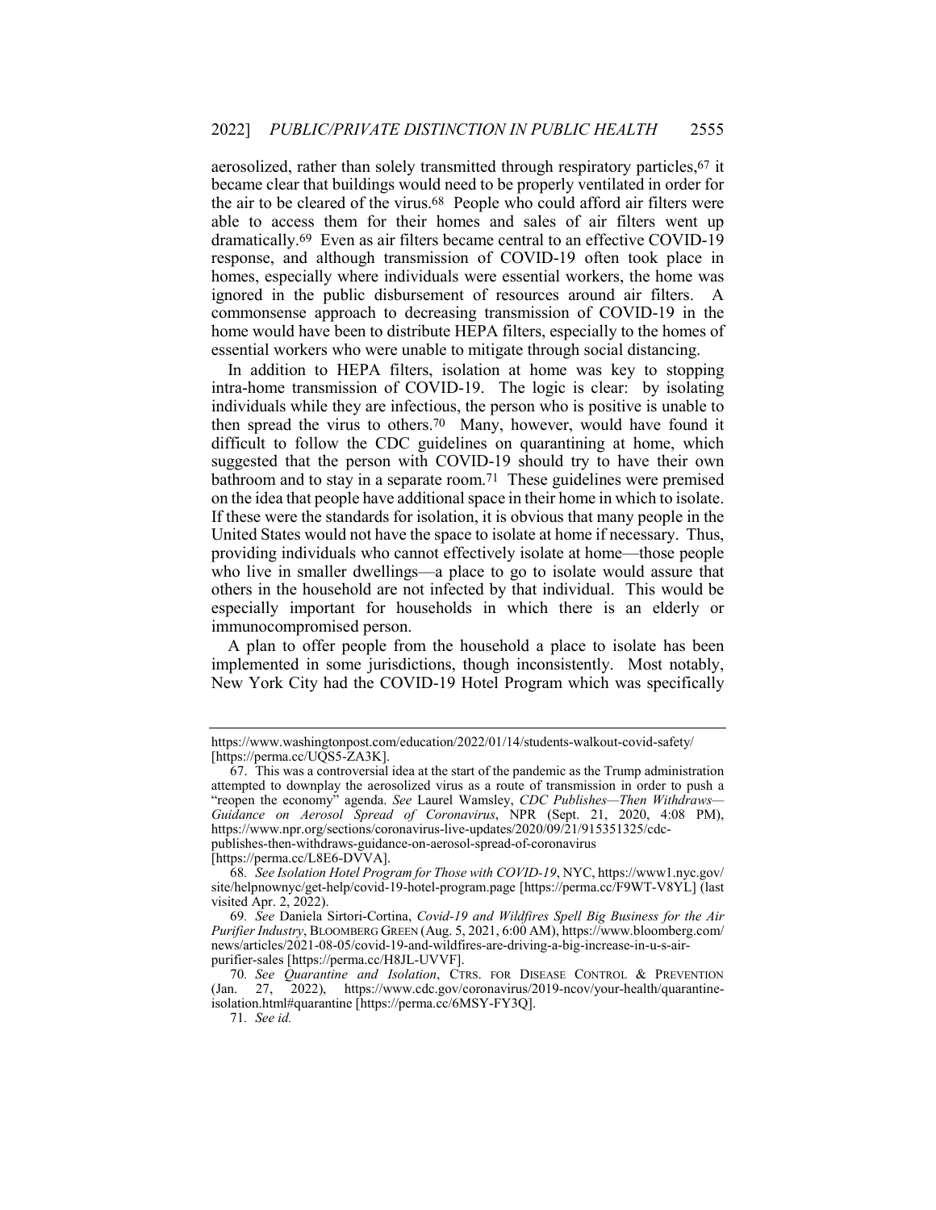aerosolized, rather than solely transmitted through respiratory particles,[67] it became clear that buildings would need to be properly ventilated in order for the air to be cleared of the virus.[68] People who could afford air filters were able to access them for their homes and sales of air filters went up dramatically.[69] Even as air filters became central to an effective COVID-19 response, and although transmission of COVID-19 often took place in homes, especially where individuals were essential workers, the home was ignored in the public disbursement of resources around air filters. A commonsense approach to decreasing transmission of COVID-19 in the home would have been to distribute HEPA filters, especially to the homes of essential workers who were unable to mitigate through social distancing.

In addition to HEPA filters, isolation at home was key to stopping intra-home transmission of COVID-19. The logic is clear: by isolating individuals while they are infectious, the person who is positive is unable to then spread the virus to others.[70] Many, however, would have found it difficult to follow the CDC guidelines on quarantining at home, which suggested that the person with COVID-19 should try to have their own bathroom and to stay in a separate room.[71] These guidelines were premised on the idea that people have additional space in their home in which to isolate. If these were the standards for isolation, it is obvious that many people in the United States would not have the space to isolate at home if necessary. Thus, providing individuals who cannot effectively isolate at home—those people who live in smaller dwellings—a place to go to isolate would assure that others in the household are not infected by that individual. This would be especially important for households in which there is an elderly or immunocompromised person.

A plan to offer people from the household a place to isolate has been implemented in some jurisdictions, though inconsistently. Most notably, New York City had the COVID-19 Hotel Program which was specifically

---

https://www.washingtonpost.com/education/2022/01/14/students-walkout-covid-safety/ [https://perma.cc/UQS5-ZA3K].

67. This was a controversial idea at the start of the pandemic as the Trump administration attempted to downplay the aerosolized virus as a route of transmission in order to push a "reopen the economy" agenda. *See* Laurel Wamsley, *CDC Publishes—Then Withdraws—Guidance on Aerosol Spread of Coronavirus*, NPR (Sept. 21, 2020, 4:08 PM), https://www.npr.org/sections/coronavirus-live-updates/2020/09/21/915351325/cdc-publishes-then-withdraws-guidance-on-aerosol-spread-of-coronavirus [https://perma.cc/L8E6-DVVA].

68. *See Isolation Hotel Program for Those with COVID-19*, NYC, https://www1.nyc.gov/site/helpnownyc/get-help/covid-19-hotel-program.page [https://perma.cc/F9WT-V8YL] (last visited Apr. 2, 2022).

69. *See* Daniela Sirtori-Cortina, *Covid-19 and Wildfires Spell Big Business for the Air Purifier Industry*, BLOOMBERG GREEN (Aug. 5, 2021, 6:00 AM), https://www.bloomberg.com/news/articles/2021-08-05/covid-19-and-wildfires-are-driving-a-big-increase-in-u-s-air-purifier-sales [https://perma.cc/H8JL-UVVF].

70. *See Quarantine and Isolation*, CTRS. FOR DISEASE CONTROL & PREVENTION (Jan. 27, 2022), https://www.cdc.gov/coronavirus/2019-ncov/your-health/quarantine-isolation.html#quarantine [https://perma.cc/6MSY-FY3Q].

71. *See id.*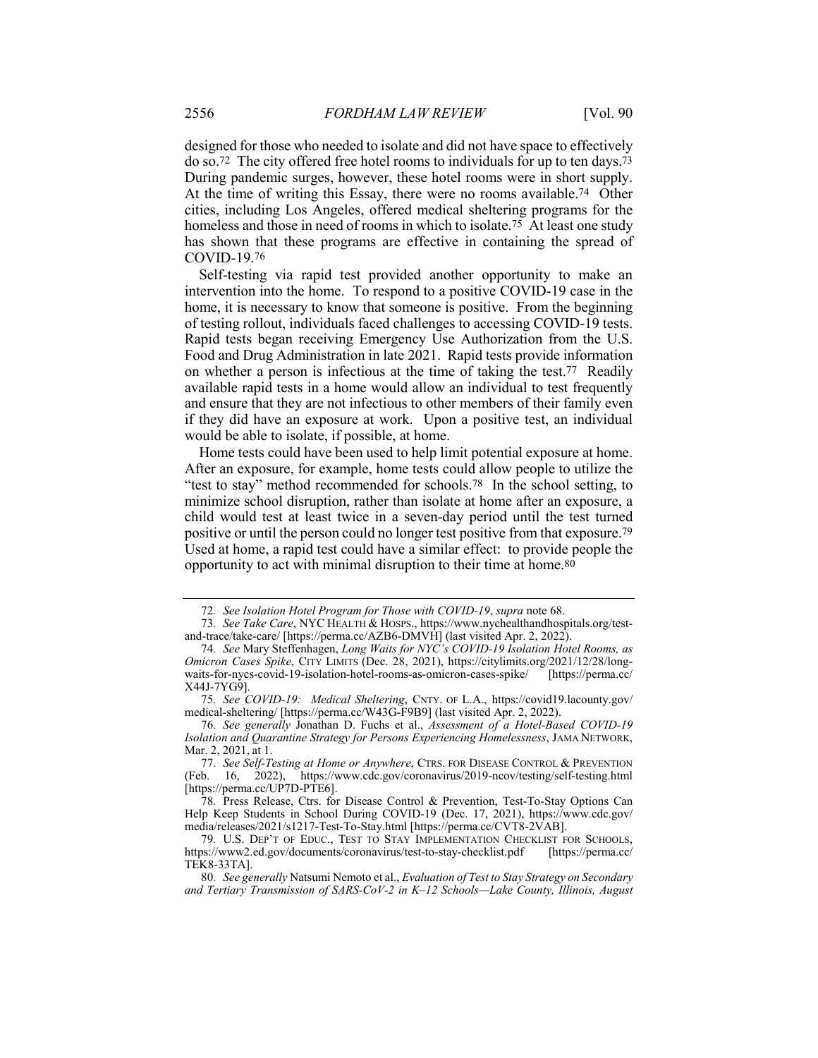designed for those who needed to isolate and did not have space to effectively do so.[72] The city offered free hotel rooms to individuals for up to ten days.[73] During pandemic surges, however, these hotel rooms were in short supply. At the time of writing this Essay, there were no rooms available.[74] Other cities, including Los Angeles, offered medical sheltering programs for the homeless and those in need of rooms in which to isolate.[75] At least one study has shown that these programs are effective in containing the spread of COVID-19.[76]

Self-testing via rapid test provided another opportunity to make an intervention into the home. To respond to a positive COVID-19 case in the home, it is necessary to know that someone is positive. From the beginning of testing rollout, individuals faced challenges to accessing COVID-19 tests. Rapid tests began receiving Emergency Use Authorization from the U.S. Food and Drug Administration in late 2021. Rapid tests provide information on whether a person is infectious at the time of taking the test.[77] Readily available rapid tests in a home would allow an individual to test frequently and ensure that they are not infectious to other members of their family even if they did have an exposure at work. Upon a positive test, an individual would be able to isolate, if possible, at home.

Home tests could have been used to help limit potential exposure at home. After an exposure, for example, home tests could allow people to utilize the "test to stay" method recommended for schools.[78] In the school setting, to minimize school disruption, rather than isolate at home after an exposure, a child would test at least twice in a seven-day period until the test turned positive or until the person could no longer test positive from that exposure.[79] Used at home, a rapid test could have a similar effect: to provide people the opportunity to act with minimal disruption to their time at home.[80]

---

72. *See Isolation Hotel Program for Those with COVID-19*, *supra* note 68.

73. *See Take Care*, NYC HEALTH & HOSPS., https://www.nychealthandhospitals.org/test-and-trace/take-care/ [https://perma.cc/AZB6-DMVH] (last visited Apr. 2, 2022).

74. *See* Mary Steffenhagen, *Long Waits for NYC's COVID-19 Isolation Hotel Rooms, as Omicron Cases Spike*, CITY LIMITS (Dec. 28, 2021), https://citylimits.org/2021/12/28/long-waits-for-nycs-covid-19-isolation-hotel-rooms-as-omicron-cases-spike/ [https://perma.cc/X44J-7YG9].

75. *See COVID-19: Medical Sheltering*, CNTY. OF L.A., https://covid19.lacounty.gov/medical-sheltering/ [https://perma.cc/W43G-F9B9] (last visited Apr. 2, 2022).

76. *See generally* Jonathan D. Fuchs et al., *Assessment of a Hotel-Based COVID-19 Isolation and Quarantine Strategy for Persons Experiencing Homelessness*, JAMA NETWORK, Mar. 2, 2021, at 1.

77. *See Self-Testing at Home or Anywhere*, CTRS. FOR DISEASE CONTROL & PREVENTION (Feb. 16, 2022), https://www.cdc.gov/coronavirus/2019-ncov/testing/self-testing.html [https://perma.cc/UP7D-PTE6].

78. Press Release, Ctrs. for Disease Control & Prevention, Test-To-Stay Options Can Help Keep Students in School During COVID-19 (Dec. 17, 2021), https://www.cdc.gov/media/releases/2021/s1217-Test-To-Stay.html [https://perma.cc/CVT8-2VAB].

79. U.S. DEP'T OF EDUC., TEST TO STAY IMPLEMENTATION CHECKLIST FOR SCHOOLS, https://www2.ed.gov/documents/coronavirus/test-to-stay-checklist.pdf [https://perma.cc/TEK8-33TA].

80. *See generally* Natsumi Nemoto et al., *Evaluation of Test to Stay Strategy on Secondary and Tertiary Transmission of SARS-CoV-2 in K–12 Schools—Lake County, Illinois, August*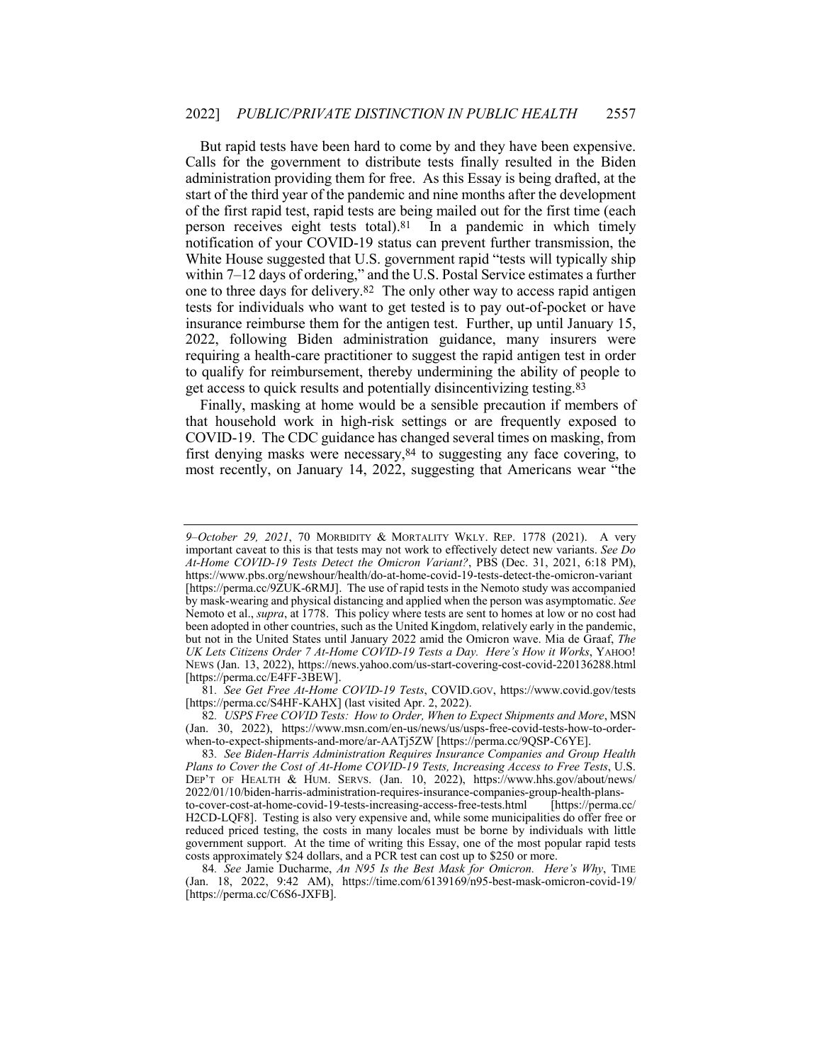But rapid tests have been hard to come by and they have been expensive. Calls for the government to distribute tests finally resulted in the Biden administration providing them for free. As this Essay is being drafted, at the start of the third year of the pandemic and nine months after the development of the first rapid test, rapid tests are being mailed out for the first time (each person receives eight tests total).[81] In a pandemic in which timely notification of your COVID-19 status can prevent further transmission, the White House suggested that U.S. government rapid "tests will typically ship within 7–12 days of ordering," and the U.S. Postal Service estimates a further one to three days for delivery.[82] The only other way to access rapid antigen tests for individuals who want to get tested is to pay out-of-pocket or have insurance reimburse them for the antigen test. Further, up until January 15, 2022, following Biden administration guidance, many insurers were requiring a health-care practitioner to suggest the rapid antigen test in order to qualify for reimbursement, thereby undermining the ability of people to get access to quick results and potentially disincentivizing testing.[83]

Finally, masking at home would be a sensible precaution if members of that household work in high-risk settings or are frequently exposed to COVID-19. The CDC guidance has changed several times on masking, from first denying masks were necessary,[84] to suggesting any face covering, to most recently, on January 14, 2022, suggesting that Americans wear "the

---

*9–October 29, 2021*, 70 MORBIDITY & MORTALITY WKLY. REP. 1778 (2021). A very important caveat to this is that tests may not work to effectively detect new variants. *See Do At-Home COVID-19 Tests Detect the Omicron Variant?*, PBS (Dec. 31, 2021, 6:18 PM), https://www.pbs.org/newshour/health/do-at-home-covid-19-tests-detect-the-omicron-variant [https://perma.cc/9ZUK-6RMJ]. The use of rapid tests in the Nemoto study was accompanied by mask-wearing and physical distancing and applied when the person was asymptomatic. *See* Nemoto et al., *supra*, at 1778. This policy where tests are sent to homes at low or no cost had been adopted in other countries, such as the United Kingdom, relatively early in the pandemic, but not in the United States until January 2022 amid the Omicron wave. Mia de Graaf, *The UK Lets Citizens Order 7 At-Home COVID-19 Tests a Day. Here's How it Works*, YAHOO! NEWS (Jan. 13, 2022), https://news.yahoo.com/us-start-covering-cost-covid-220136288.html [https://perma.cc/E4FF-3BEW].

81. *See Get Free At-Home COVID-19 Tests*, COVID.GOV, https://www.covid.gov/tests [https://perma.cc/S4HF-KAHX] (last visited Apr. 2, 2022).

82. *USPS Free COVID Tests: How to Order, When to Expect Shipments and More*, MSN (Jan. 30, 2022), https://www.msn.com/en-us/news/us/usps-free-covid-tests-how-to-order-when-to-expect-shipments-and-more/ar-AATj5ZW [https://perma.cc/9QSP-C6YE].

83. *See Biden-Harris Administration Requires Insurance Companies and Group Health Plans to Cover the Cost of At-Home COVID-19 Tests, Increasing Access to Free Tests*, U.S. DEP'T OF HEALTH & HUM. SERVS. (Jan. 10, 2022), https://www.hhs.gov/about/news/2022/01/10/biden-harris-administration-requires-insurance-companies-group-health-plans-to-cover-cost-at-home-covid-19-tests-increasing-access-free-tests.html [https://perma.cc/H2CD-LQF8]. Testing is also very expensive and, while some municipalities do offer free or reduced priced testing, the costs in many locales must be borne by individuals with little government support. At the time of writing this Essay, one of the most popular rapid tests costs approximately $24 dollars, and a PCR test can cost up to $250 or more.

84. *See* Jamie Ducharme, *An N95 Is the Best Mask for Omicron. Here's Why*, TIME (Jan. 18, 2022, 9:42 AM), https://time.com/6139169/n95-best-mask-omicron-covid-19/ [https://perma.cc/C6S6-JXFB].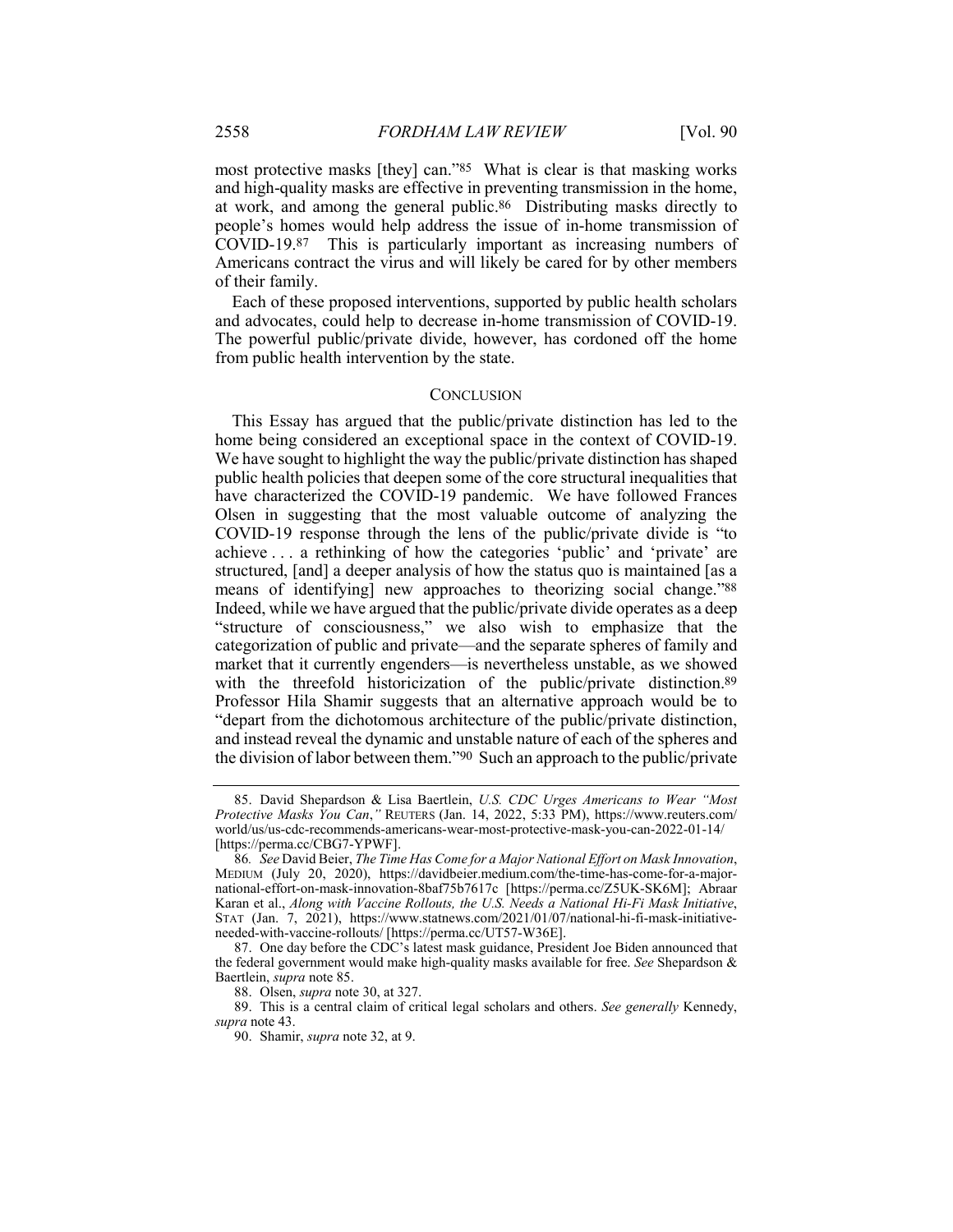most protective masks [they] can."[85] What is clear is that masking works and high-quality masks are effective in preventing transmission in the home, at work, and among the general public.[86] Distributing masks directly to people's homes would help address the issue of in-home transmission of COVID-19.[87] This is particularly important as increasing numbers of Americans contract the virus and will likely be cared for by other members of their family.

Each of these proposed interventions, supported by public health scholars and advocates, could help to decrease in-home transmission of COVID-19. The powerful public/private divide, however, has cordoned off the home from public health intervention by the state.

## CONCLUSION

This Essay has argued that the public/private distinction has led to the home being considered an exceptional space in the context of COVID-19. We have sought to highlight the way the public/private distinction has shaped public health policies that deepen some of the core structural inequalities that have characterized the COVID-19 pandemic. We have followed Frances Olsen in suggesting that the most valuable outcome of analyzing the COVID-19 response through the lens of the public/private divide is "to achieve . . . a rethinking of how the categories 'public' and 'private' are structured, [and] a deeper analysis of how the status quo is maintained [as a means of identifying] new approaches to theorizing social change."[88] Indeed, while we have argued that the public/private divide operates as a deep "structure of consciousness," we also wish to emphasize that the categorization of public and private—and the separate spheres of family and market that it currently engenders—is nevertheless unstable, as we showed with the threefold historicization of the public/private distinction.[89] Professor Hila Shamir suggests that an alternative approach would be to "depart from the dichotomous architecture of the public/private distinction, and instead reveal the dynamic and unstable nature of each of the spheres and the division of labor between them."[90] Such an approach to the public/private

---

85. David Shepardson & Lisa Baertlein, *U.S. CDC Urges Americans to Wear "Most Protective Masks You Can*,*"* REUTERS (Jan. 14, 2022, 5:33 PM), https://www.reuters.com/world/us/us-cdc-recommends-americans-wear-most-protective-mask-you-can-2022-01-14/ [https://perma.cc/CBG7-YPWF].

86. *See* David Beier, *The Time Has Come for a Major National Effort on Mask Innovation*, MEDIUM (July 20, 2020), https://davidbeier.medium.com/the-time-has-come-for-a-major-national-effort-on-mask-innovation-8baf75b7617c [https://perma.cc/Z5UK-SK6M]; Abraar Karan et al., *Along with Vaccine Rollouts, the U.S. Needs a National Hi-Fi Mask Initiative*, STAT (Jan. 7, 2021), https://www.statnews.com/2021/01/07/national-hi-fi-mask-initiative-needed-with-vaccine-rollouts/ [https://perma.cc/UT57-W36E].

87. One day before the CDC's latest mask guidance, President Joe Biden announced that the federal government would make high-quality masks available for free. *See* Shepardson & Baertlein, *supra* note 85.

88. Olsen, *supra* note 30, at 327.

89. This is a central claim of critical legal scholars and others. *See generally* Kennedy, *supra* note 43.

90. Shamir, *supra* note 32, at 9.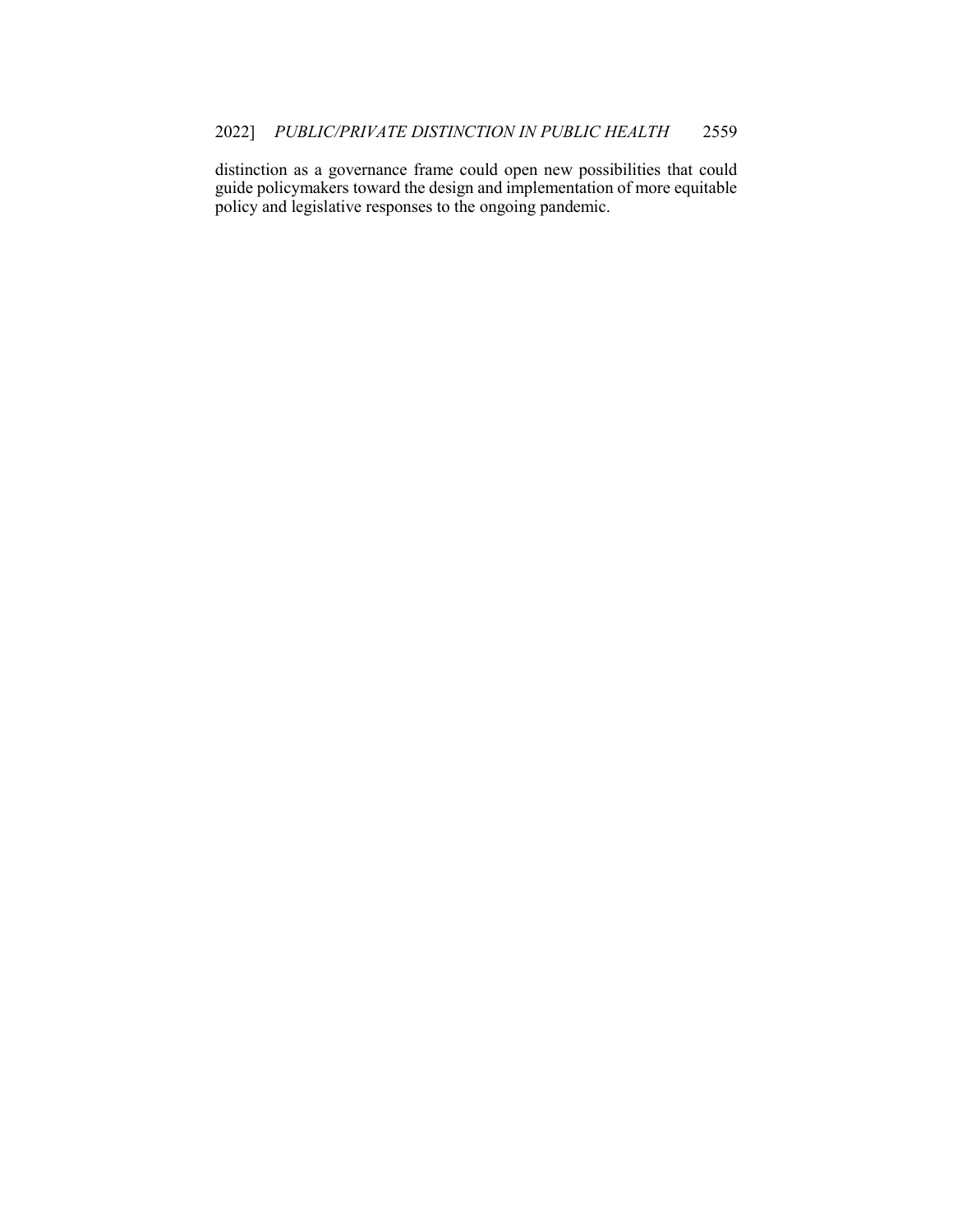distinction as a governance frame could open new possibilities that could guide policymakers toward the design and implementation of more equitable policy and legislative responses to the ongoing pandemic.